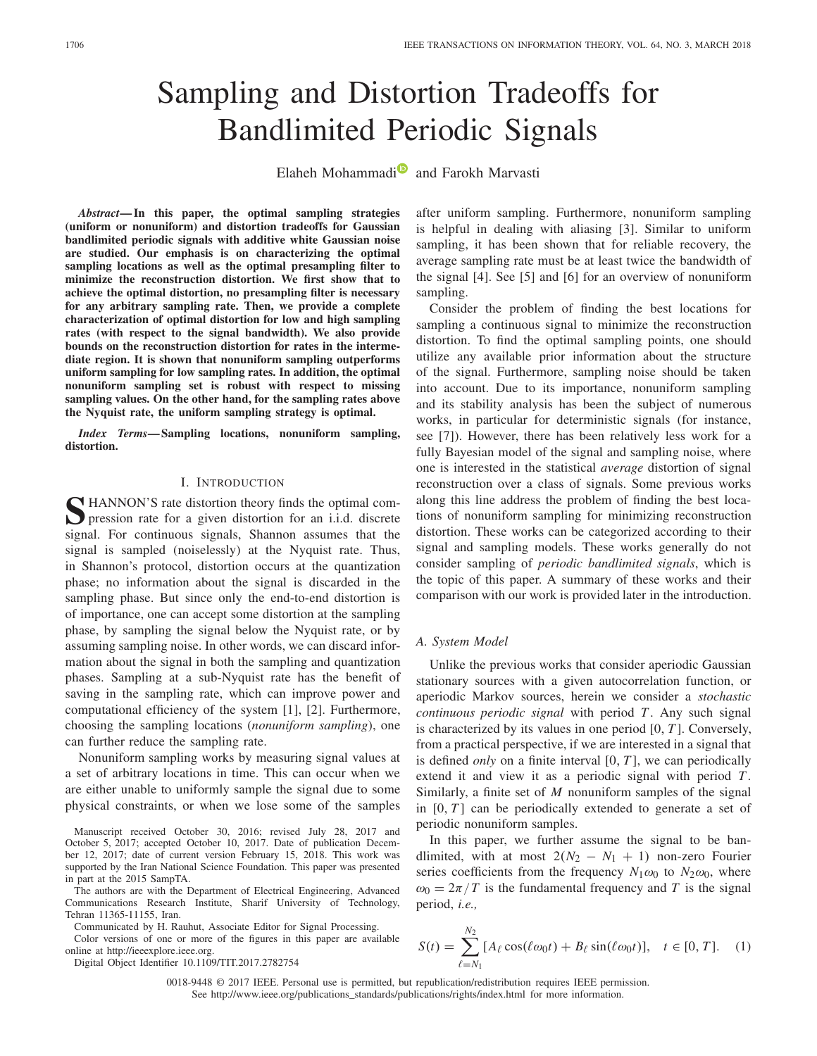# Sampling and Distortion Tradeoffs for Bandlimited Periodic Signals

Elaheh Mohammadi and Farokh Marvasti

***Abstract*— In this paper, the optimal sampling strategies (uniform or nonuniform) and distortion tradeoffs for Gaussian bandlimited periodic signals with additive white Gaussian noise are studied. Our emphasis is on characterizing the optimal sampling locations as well as the optimal presampling filter to minimize the reconstruction distortion. We first show that to achieve the optimal distortion, no presampling filter is necessary for any arbitrary sampling rate. Then, we provide a complete characterization of optimal distortion for low and high sampling rates (with respect to the signal bandwidth). We also provide bounds on the reconstruction distortion for rates in the intermediate region. It is shown that nonuniform sampling outperforms uniform sampling for low sampling rates. In addition, the optimal nonuniform sampling set is robust with respect to missing sampling values. On the other hand, for the sampling rates above the Nyquist rate, the uniform sampling strategy is optimal.**

***Index Terms*— Sampling locations, nonuniform sampling, distortion.**

## I. Introduction

SHANNON'S rate distortion theory finds the optimal compression rate for a given distortion for an i.i.d. discrete signal. For continuous signals, Shannon assumes that the signal is sampled (noiselessly) at the Nyquist rate. Thus, in Shannon's protocol, distortion occurs at the quantization phase; no information about the signal is discarded in the sampling phase. But since only the end-to-end distortion is of importance, one can accept some distortion at the sampling phase, by sampling the signal below the Nyquist rate, or by assuming sampling noise. In other words, we can discard information about the signal in both the sampling and quantization phases. Sampling at a sub-Nyquist rate has the benefit of saving in the sampling rate, which can improve power and computational efficiency of the system [1], [2]. Furthermore, choosing the sampling locations (*nonuniform sampling*), one can further reduce the sampling rate.

Nonuniform sampling works by measuring signal values at a set of arbitrary locations in time. This can occur when we are either unable to uniformly sample the signal due to some physical constraints, or when we lose some of the samples after uniform sampling. Furthermore, nonuniform sampling is helpful in dealing with aliasing [3]. Similar to uniform sampling, it has been shown that for reliable recovery, the average sampling rate must be at least twice the bandwidth of the signal [4]. See [5] and [6] for an overview of nonuniform sampling.

Consider the problem of finding the best locations for sampling a continuous signal to minimize the reconstruction distortion. To find the optimal sampling points, one should utilize any available prior information about the structure of the signal. Furthermore, sampling noise should be taken into account. Due to its importance, nonuniform sampling and its stability analysis has been the subject of numerous works, in particular for deterministic signals (for instance, see [7]). However, there has been relatively less work for a fully Bayesian model of the signal and sampling noise, where one is interested in the statistical *average* distortion of signal reconstruction over a class of signals. Some previous works along this line address the problem of finding the best locations of nonuniform sampling for minimizing reconstruction distortion. These works can be categorized according to their signal and sampling models. These works generally do not consider sampling of *periodic bandlimited signals*, which is the topic of this paper. A summary of these works and their comparison with our work is provided later in the introduction.

### A. System Model

Unlike the previous works that consider aperiodic Gaussian stationary sources with a given autocorrelation function, or aperiodic Markov sources, herein we consider a *stochastic continuous periodic signal* with period $T$. Any such signal is characterized by its values in one period $[0, T]$. Conversely, from a practical perspective, if we are interested in a signal that is defined *only* on a finite interval $[0, T]$, we can periodically extend it and view it as a periodic signal with period $T$. Similarly, a finite set of $M$ nonuniform samples of the signal in $[0, T]$ can be periodically extended to generate a set of periodic nonuniform samples.

In this paper, we further assume the signal to be bandlimited, with at most $2(N_2 - N_1 + 1)$ non-zero Fourier series coefficients from the frequency $N_1\omega_0$ to $N_2\omega_0$, where $\omega_0 = 2\pi/T$ is the fundamental frequency and $T$ is the signal period, *i.e.,*

$$S(t) = \sum_{\ell=N_1}^{N_2} [A_\ell \cos(\ell\omega_0 t) + B_\ell \sin(\ell\omega_0 t)], \quad t \in [0, T]. \quad (1)$$

Manuscript received October 30, 2016; revised July 28, 2017 and October 5, 2017; accepted October 10, 2017. Date of publication December 12, 2017; date of current version February 15, 2018. This work was supported by the Iran National Science Foundation. This paper was presented in part at the 2015 SampTA.

The authors are with the Department of Electrical Engineering, Advanced Communications Research Institute, Sharif University of Technology, Tehran 11365-11155, Iran.

Communicated by H. Rauhut, Associate Editor for Signal Processing.

Color versions of one or more of the figures in this paper are available online at http://ieeexplore.ieee.org.

Digital Object Identifier 10.1109/TIT.2017.2782754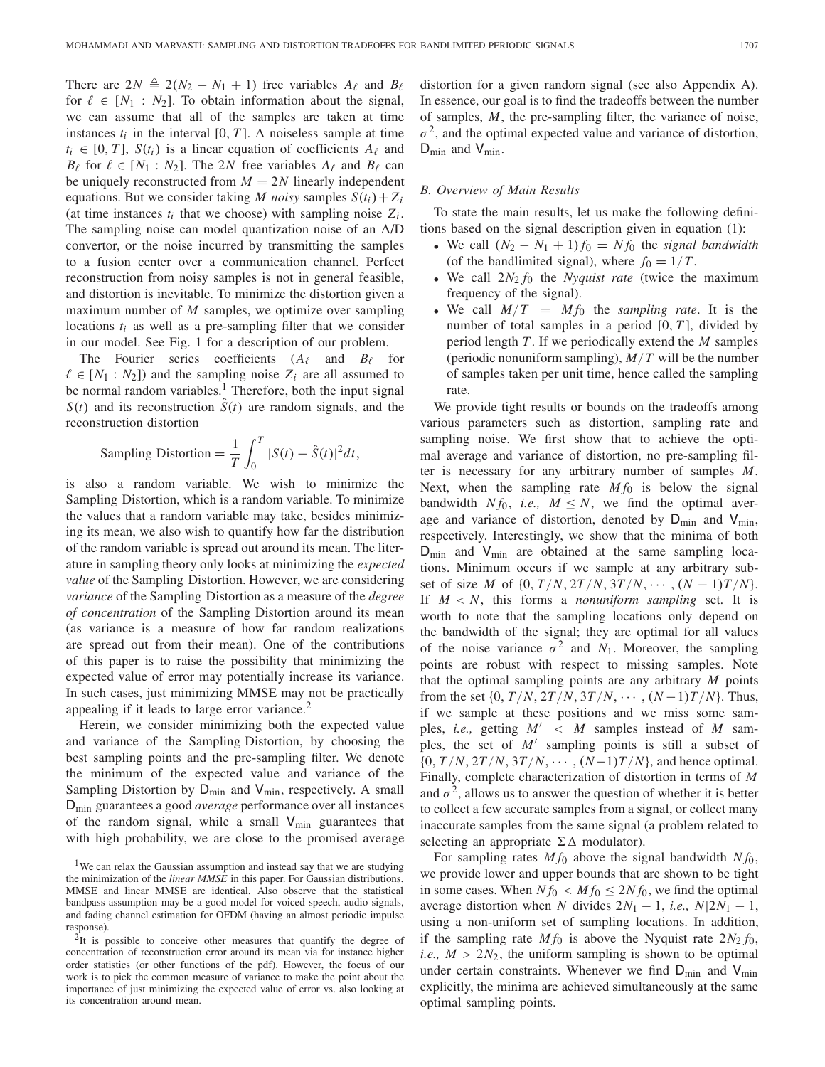There are $2N \triangleq 2(N_2 - N_1 + 1)$ free variables $A_\ell$ and $B_\ell$ for $\ell \in [N_1 : N_2]$. To obtain information about the signal, we can assume that all of the samples are taken at time instances $t_i$ in the interval $[0, T]$. A noiseless sample at time $t_i \in [0, T]$, $S(t_i)$ is a linear equation of coefficients $A_\ell$ and $B_\ell$ for $\ell \in [N_1 : N_2]$. The $2N$ free variables $A_\ell$ and $B_\ell$ can be uniquely reconstructed from $M = 2N$ linearly independent equations. But we consider taking $M$ *noisy* samples $S(t_i) + Z_i$ (at time instances $t_i$ that we choose) with sampling noise $Z_i$. The sampling noise can model quantization noise of an A/D convertor, or the noise incurred by transmitting the samples to a fusion center over a communication channel. Perfect reconstruction from noisy samples is not in general feasible, and distortion is inevitable. To minimize the distortion given a maximum number of $M$ samples, we optimize over sampling locations $t_i$ as well as a pre-sampling filter that we consider in our model. See Fig. 1 for a description of our problem.

The Fourier series coefficients ($A_\ell$ and $B_\ell$ for $\ell \in [N_1 : N_2]$) and the sampling noise $Z_i$ are all assumed to be normal random variables.[1] Therefore, both the input signal $S(t)$ and its reconstruction $\hat{S}(t)$ are random signals, and the reconstruction distortion

$$\text{Sampling Distortion} = \frac{1}{T}\int_0^T |S(t) - \hat{S}(t)|^2 dt,$$

is also a random variable. We wish to minimize the Sampling Distortion, which is a random variable. To minimize the values that a random variable may take, besides minimizing its mean, we also wish to quantify how far the distribution of the random variable is spread out around its mean. The literature in sampling theory only looks at minimizing the *expected value* of the Sampling Distortion. However, we are considering *variance* of the Sampling Distortion as a measure of the *degree of concentration* of the Sampling Distortion around its mean (as variance is a measure of how far random realizations are spread out from their mean). One of the contributions of this paper is to raise the possibility that minimizing the expected value of error may potentially increase its variance. In such cases, just minimizing MMSE may not be practically appealing if it leads to large error variance.[2]

Herein, we consider minimizing both the expected value and variance of the Sampling Distortion, by choosing the best sampling points and the pre-sampling filter. We denote the minimum of the expected value and variance of the Sampling Distortion by $\mathsf{D}_{\min}$ and $\mathsf{V}_{\min}$, respectively. A small $\mathsf{D}_{\min}$ guarantees a good *average* performance over all instances of the random signal, while a small $\mathsf{V}_{\min}$ guarantees that with high probability, we are close to the promised average distortion for a given random signal (see also Appendix A). In essence, our goal is to find the tradeoffs between the number of samples, $M$, the pre-sampling filter, the variance of noise, $\sigma^2$, and the optimal expected value and variance of distortion, $\mathsf{D}_{\min}$ and $\mathsf{V}_{\min}$.

### *B. Overview of Main Results*

To state the main results, let us make the following definitions based on the signal description given in equation (1):

- We call $(N_2 - N_1 + 1) f_0 = N f_0$ the *signal bandwidth* (of the bandlimited signal), where $f_0 = 1/T$.
- We call $2N_2 f_0$ the *Nyquist rate* (twice the maximum frequency of the signal).
- We call $M/T = M f_0$ the *sampling rate*. It is the number of total samples in a period $[0, T]$, divided by period length $T$. If we periodically extend the $M$ samples (periodic nonuniform sampling), $M/T$ will be the number of samples taken per unit time, hence called the sampling rate.

We provide tight results or bounds on the tradeoffs among various parameters such as distortion, sampling rate and sampling noise. We first show that to achieve the optimal average and variance of distortion, no pre-sampling filter is necessary for any arbitrary number of samples $M$. Next, when the sampling rate $M f_0$ is below the signal bandwidth $N f_0$, *i.e.,* $M \leq N$, we find the optimal average and variance of distortion, denoted by $\mathsf{D}_{\min}$ and $\mathsf{V}_{\min}$, respectively. Interestingly, we show that the minima of both $\mathsf{D}_{\min}$ and $\mathsf{V}_{\min}$ are obtained at the same sampling locations. Minimum occurs if we sample at any arbitrary subset of size $M$ of $\{0, T/N, 2T/N, 3T/N, \cdots, (N-1)T/N\}$. If $M < N$, this forms a *nonuniform sampling* set. It is worth to note that the sampling locations only depend on the bandwidth of the signal; they are optimal for all values of the noise variance $\sigma^2$ and $N_1$. Moreover, the sampling points are robust with respect to missing samples. Note that the optimal sampling points are any arbitrary $M$ points from the set $\{0, T/N, 2T/N, 3T/N, \cdots, (N-1)T/N\}$. Thus, if we sample at these positions and we miss some samples, *i.e.,* getting $M' < M$ samples instead of $M$ samples, the set of $M'$ sampling points is still a subset of $\{0, T/N, 2T/N, 3T/N, \cdots, (N-1)T/N\}$, and hence optimal. Finally, complete characterization of distortion in terms of $M$ and $\sigma^2$, allows us to answer the question of whether it is better to collect a few accurate samples from a signal, or collect many inaccurate samples from the same signal (a problem related to selecting an appropriate $\Sigma\Delta$ modulator).

For sampling rates $M f_0$ above the signal bandwidth $N f_0$, we provide lower and upper bounds that are shown to be tight in some cases. When $N f_0 < M f_0 \leq 2N f_0$, we find the optimal average distortion when $N$ divides $2N_1 - 1$, *i.e.,* $N | 2N_1 - 1$, using a non-uniform set of sampling locations. In addition, if the sampling rate $M f_0$ is above the Nyquist rate $2N_2 f_0$, *i.e.,* $M > 2N_2$, the uniform sampling is shown to be optimal under certain constraints. Whenever we find $\mathsf{D}_{\min}$ and $\mathsf{V}_{\min}$ explicitly, the minima are achieved simultaneously at the same optimal sampling points.

[1] We can relax the Gaussian assumption and instead say that we are studying the minimization of the *linear MMSE* in this paper. For Gaussian distributions, MMSE and linear MMSE are identical. Also observe that the statistical bandpass assumption may be a good model for voiced speech, audio signals, and fading channel estimation for OFDM (having an almost periodic impulse response).

[2] It is possible to conceive other measures that quantify the degree of concentration of reconstruction error around its mean via for instance higher order statistics (or other functions of the pdf). However, the focus of our work is to pick the common measure of variance to make the point about the importance of just minimizing the expected value of error vs. also looking at its concentration around mean.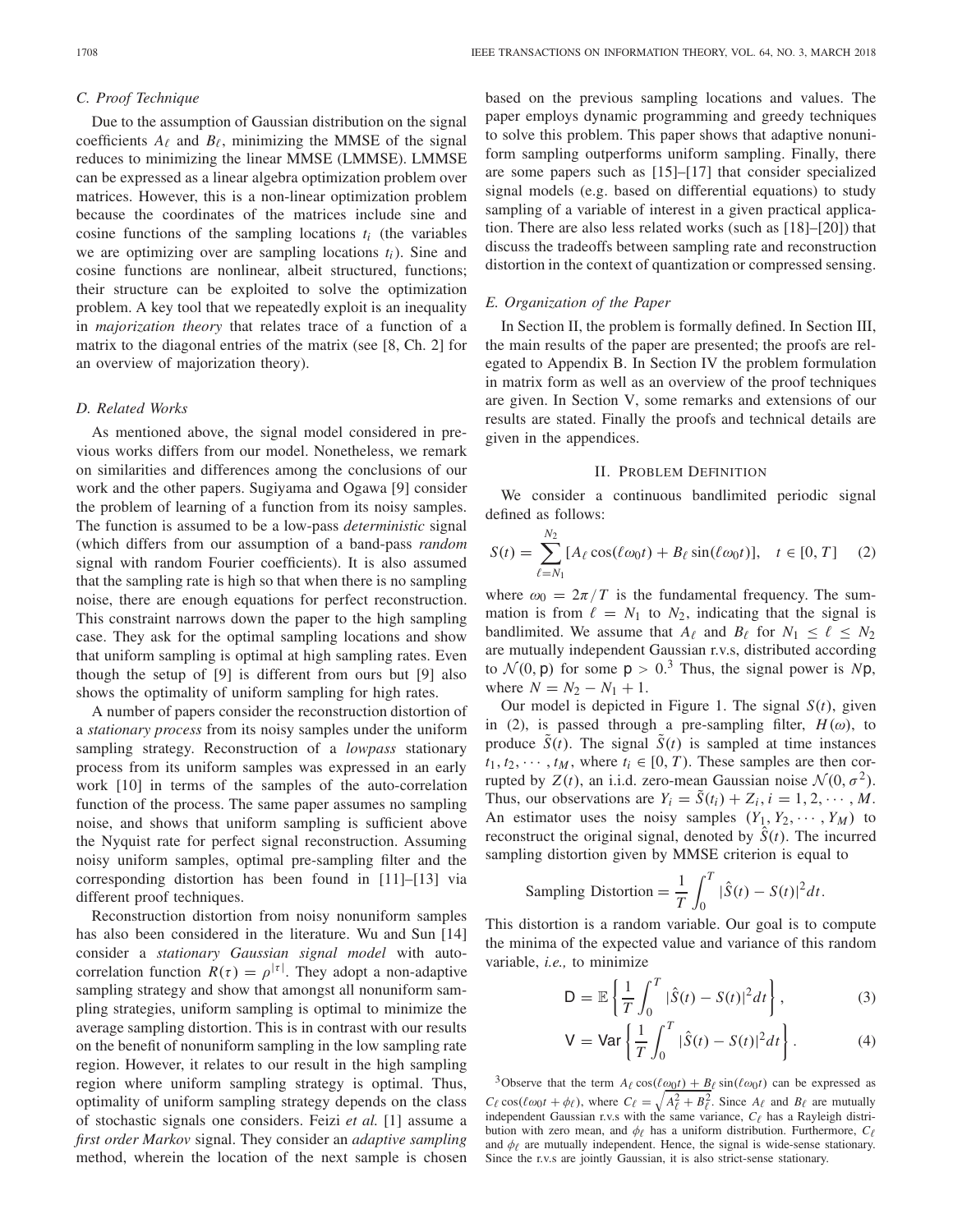### C. Proof Technique

Due to the assumption of Gaussian distribution on the signal coefficients $A_\ell$ and $B_\ell$, minimizing the MMSE of the signal reduces to minimizing the linear MMSE (LMMSE). LMMSE can be expressed as a linear algebra optimization problem over matrices. However, this is a non-linear optimization problem because the coordinates of the matrices include sine and cosine functions of the sampling locations $t_i$ (the variables we are optimizing over are sampling locations $t_i$). Sine and cosine functions are nonlinear, albeit structured, functions; their structure can be exploited to solve the optimization problem. A key tool that we repeatedly exploit is an inequality in *majorization theory* that relates trace of a function of a matrix to the diagonal entries of the matrix (see [8, Ch. 2] for an overview of majorization theory).

### D. Related Works

As mentioned above, the signal model considered in previous works differs from our model. Nonetheless, we remark on similarities and differences among the conclusions of our work and the other papers. Sugiyama and Ogawa [9] consider the problem of learning of a function from its noisy samples. The function is assumed to be a low-pass *deterministic* signal (which differs from our assumption of a band-pass *random* signal with random Fourier coefficients). It is also assumed that the sampling rate is high so that when there is no sampling noise, there are enough equations for perfect reconstruction. This constraint narrows down the paper to the high sampling case. They ask for the optimal sampling locations and show that uniform sampling is optimal at high sampling rates. Even though the setup of [9] is different from ours but [9] also shows the optimality of uniform sampling for high rates.

A number of papers consider the reconstruction distortion of a *stationary process* from its noisy samples under the uniform sampling strategy. Reconstruction of a *lowpass* stationary process from its uniform samples was expressed in an early work [10] in terms of the samples of the auto-correlation function of the process. The same paper assumes no sampling noise, and shows that uniform sampling is sufficient above the Nyquist rate for perfect signal reconstruction. Assuming noisy uniform samples, optimal pre-sampling filter and the corresponding distortion has been found in [11]–[13] via different proof techniques.

Reconstruction distortion from noisy nonuniform samples has also been considered in the literature. Wu and Sun [14] consider a *stationary Gaussian signal model* with auto-correlation function $R(\tau) = \rho^{|\tau|}$. They adopt a non-adaptive sampling strategy and show that amongst all nonuniform sampling strategies, uniform sampling is optimal to minimize the average sampling distortion. This is in contrast with our results on the benefit of nonuniform sampling in the low sampling rate region. However, it relates to our result in the high sampling region where uniform sampling strategy is optimal. Thus, optimality of uniform sampling strategy depends on the class of stochastic signals one considers. Feizi *et al.* [1] assume a *first order Markov* signal. They consider an *adaptive sampling* method, wherein the location of the next sample is chosen based on the previous sampling locations and values. The paper employs dynamic programming and greedy techniques to solve this problem. This paper shows that adaptive nonuniform sampling outperforms uniform sampling. Finally, there are some papers such as [15]–[17] that consider specialized signal models (e.g. based on differential equations) to study sampling of a variable of interest in a given practical application. There are also less related works (such as [18]–[20]) that discuss the tradeoffs between sampling rate and reconstruction distortion in the context of quantization or compressed sensing.

### E. Organization of the Paper

In Section II, the problem is formally defined. In Section III, the main results of the paper are presented; the proofs are relegated to Appendix B. In Section IV the problem formulation in matrix form as well as an overview of the proof techniques are given. In Section V, some remarks and extensions of our results are stated. Finally the proofs and technical details are given in the appendices.

## II. Problem Definition

We consider a continuous bandlimited periodic signal defined as follows:

$$S(t) = \sum_{\ell=N_1}^{N_2} [A_\ell \cos(\ell\omega_0 t) + B_\ell \sin(\ell\omega_0 t)], \quad t \in [0, T] \qquad (2)$$

where $\omega_0 = 2\pi/T$ is the fundamental frequency. The summation is from $\ell = N_1$ to $N_2$, indicating that the signal is bandlimited. We assume that $A_\ell$ and $B_\ell$ for $N_1 \leq \ell \leq N_2$ are mutually independent Gaussian r.v.s, distributed according to $\mathcal{N}(0, \mathsf{p})$ for some $\mathsf{p} > 0$.[3] Thus, the signal power is $N\mathsf{p}$, where $N = N_2 - N_1 + 1$.

Our model is depicted in Figure 1. The signal $S(t)$, given in (2), is passed through a pre-sampling filter, $H(\omega)$, to produce $\tilde{S}(t)$. The signal $\tilde{S}(t)$ is sampled at time instances $t_1, t_2, \cdots, t_M$, where $t_i \in [0, T)$. These samples are then corrupted by $Z(t)$, an i.i.d. zero-mean Gaussian noise $\mathcal{N}(0, \sigma^2)$. Thus, our observations are $Y_i = \tilde{S}(t_i) + Z_i, i = 1, 2, \cdots, M$. An estimator uses the noisy samples $(Y_1, Y_2, \cdots, Y_M)$ to reconstruct the original signal, denoted by $\hat{S}(t)$. The incurred sampling distortion given by MMSE criterion is equal to

$$\text{Sampling Distortion} = \frac{1}{T}\int_0^T |\hat{S}(t) - S(t)|^2 dt.$$

This distortion is a random variable. Our goal is to compute the minima of the expected value and variance of this random variable, *i.e.,* to minimize

$$\mathsf{D} = \mathbb{E}\left\{\frac{1}{T}\int_0^T |\hat{S}(t) - S(t)|^2 dt\right\}, \qquad (3)$$

$$\mathsf{V} = \mathsf{Var}\left\{\frac{1}{T}\int_0^T |\hat{S}(t) - S(t)|^2 dt\right\}. \qquad (4)$$

[3] Observe that the term $A_\ell \cos(\ell\omega_0 t) + B_\ell \sin(\ell\omega_0 t)$ can be expressed as $C_\ell \cos(\ell\omega_0 t + \phi_\ell)$, where $C_\ell = \sqrt{A_\ell^2 + B_\ell^2}$. Since $A_\ell$ and $B_\ell$ are mutually independent Gaussian r.v.s with the same variance, $C_\ell$ has a Rayleigh distribution with zero mean, and $\phi_\ell$ has a uniform distribution. Furthermore, $C_\ell$ and $\phi_\ell$ are mutually independent. Hence, the signal is wide-sense stationary. Since the r.v.s are jointly Gaussian, it is also strict-sense stationary.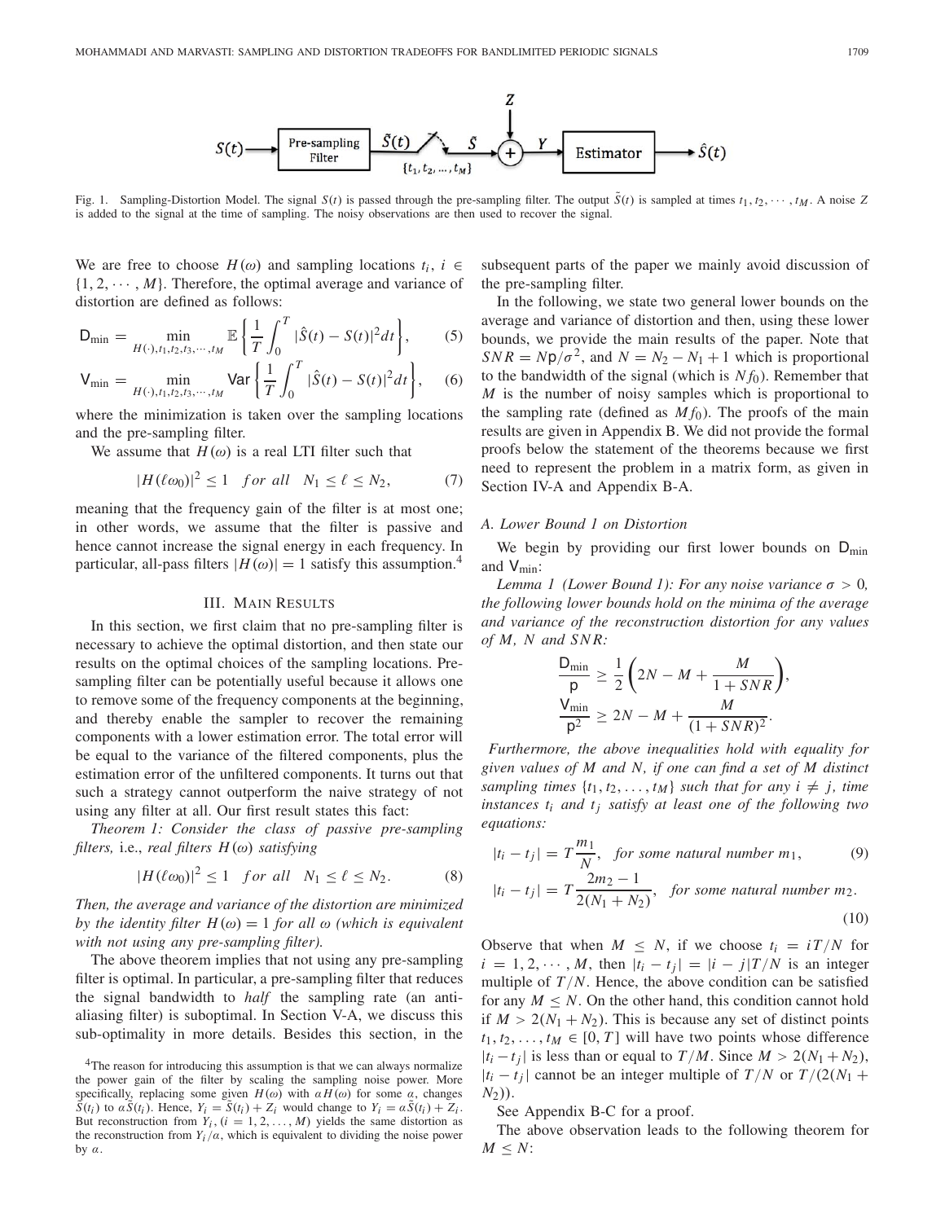Fig. 1. Sampling-Distortion Model. The signal $S(t)$ is passed through the pre-sampling filter. The output $\tilde{S}(t)$ is sampled at times $t_1, t_2, \cdots, t_M$. A noise $Z$ is added to the signal at the time of sampling. The noisy observations are then used to recover the signal.

We are free to choose $H(\omega)$ and sampling locations $t_i$, $i \in \{1, 2, \cdots, M\}$. Therefore, the optimal average and variance of distortion are defined as follows:

$$\mathsf{D}_{\min} = \min_{H(\cdot), t_1, t_2, t_3, \cdots, t_M} \mathbb{E}\left\{\frac{1}{T}\int_0^T |\hat{S}(t) - S(t)|^2 dt\right\}, \tag{5}$$

$$\mathsf{V}_{\min} = \min_{H(\cdot), t_1, t_2, t_3, \cdots, t_M} \mathsf{Var}\left\{\frac{1}{T}\int_0^T |\hat{S}(t) - S(t)|^2 dt\right\}, \tag{6}$$

where the minimization is taken over the sampling locations and the pre-sampling filter.

We assume that $H(\omega)$ is a real LTI filter such that

$$|H(\ell\omega_0)|^2 \leq 1 \quad for \ all \quad N_1 \leq \ell \leq N_2, \tag{7}$$

meaning that the frequency gain of the filter is at most one; in other words, we assume that the filter is passive and hence cannot increase the signal energy in each frequency. In particular, all-pass filters $|H(\omega)| = 1$ satisfy this assumption.[4]

## III. Main Results

In this section, we first claim that no pre-sampling filter is necessary to achieve the optimal distortion, and then state our results on the optimal choices of the sampling locations. Pre-sampling filter can be potentially useful because it allows one to remove some of the frequency components at the beginning, and thereby enable the sampler to recover the remaining components with a lower estimation error. The total error will be equal to the variance of the filtered components, plus the estimation error of the unfiltered components. It turns out that such a strategy cannot outperform the naive strategy of not using any filter at all. Our first result states this fact:

*Theorem 1: Consider the class of passive pre-sampling filters,* i.e., *real filters $H(\omega)$ satisfying*

$$|H(\ell\omega_0)|^2 \leq 1 \quad for \ all \quad N_1 \leq \ell \leq N_2. \tag{8}$$

*Then, the average and variance of the distortion are minimized by the identity filter $H(\omega) = 1$ for all $\omega$ (which is equivalent with not using any pre-sampling filter).*

The above theorem implies that not using any pre-sampling filter is optimal. In particular, a pre-sampling filter that reduces the signal bandwidth to *half* the sampling rate (an anti-aliasing filter) is suboptimal. In Section V-A, we discuss this sub-optimality in more details. Besides this section, in the subsequent parts of the paper we mainly avoid discussion of the pre-sampling filter.

In the following, we state two general lower bounds on the average and variance of distortion and then, using these lower bounds, we provide the main results of the paper. Note that $SNR = N\mathsf{p}/\sigma^2$, and $N = N_2 - N_1 + 1$ which is proportional to the bandwidth of the signal (which is $Nf_0$). Remember that $M$ is the number of noisy samples which is proportional to the sampling rate (defined as $Mf_0$). The proofs of the main results are given in Appendix B. We did not provide the formal proofs below the statement of the theorems because we first need to represent the problem in a matrix form, as given in Section IV-A and Appendix B-A.

### A. Lower Bound 1 on Distortion

We begin by providing our first lower bounds on $\mathsf{D}_{\min}$ and $\mathsf{V}_{\min}$:

*Lemma 1 (Lower Bound 1): For any noise variance $\sigma > 0$, the following lower bounds hold on the minima of the average and variance of the reconstruction distortion for any values of $M$, $N$ and $SNR$:*

$$\frac{\mathsf{D}_{\min}}{\mathsf{p}} \geq \frac{1}{2}\left(2N - M + \frac{M}{1 + SNR}\right),$$

$$\frac{\mathsf{V}_{\min}}{\mathsf{p}^2} \geq 2N - M + \frac{M}{(1 + SNR)^2}.$$

*Furthermore, the above inequalities hold with equality for given values of $M$ and $N$, if one can find a set of $M$ distinct sampling times $\{t_1, t_2, \ldots, t_M\}$ such that for any $i \neq j$, time instances $t_i$ and $t_j$ satisfy at least one of the following two equations:*

$$|t_i - t_j| = T\frac{m_1}{N}, \quad for \ some \ natural \ number \ m_1, \tag{9}$$

$$|t_i - t_j| = T\frac{2m_2 - 1}{2(N_1 + N_2)}, \quad for \ some \ natural \ number \ m_2. \tag{10}$$

Observe that when $M \leq N$, if we choose $t_i = iT/N$ for $i = 1, 2, \cdots, M$, then $|t_i - t_j| = |i - j|T/N$ is an integer multiple of $T/N$. Hence, the above condition can be satisfied for any $M \leq N$. On the other hand, this condition cannot hold if $M > 2(N_1 + N_2)$. This is because any set of distinct points $t_1, t_2, \ldots, t_M \in [0, T]$ will have two points whose difference $|t_i - t_j|$ is less than or equal to $T/M$. Since $M > 2(N_1 + N_2)$, $|t_i - t_j|$ cannot be an integer multiple of $T/N$ or $T/(2(N_1 + N_2))$.

See Appendix B-C for a proof.

The above observation leads to the following theorem for $M \leq N$:

[4]The reason for introducing this assumption is that we can always normalize the power gain of the filter by scaling the sampling noise power. More specifically, replacing some given $H(\omega)$ with $\alpha H(\omega)$ for some $\alpha$, changes $\tilde{S}(t_i)$ to $\alpha\tilde{S}(t_i)$. Hence, $Y_i = \tilde{S}(t_i) + Z_i$ would change to $Y_i = \alpha\tilde{S}(t_i) + Z_i$. But reconstruction from $Y_i$, $(i = 1, 2, \ldots, M)$ yields the same distortion as the reconstruction from $Y_i/\alpha$, which is equivalent to dividing the noise power by $\alpha$.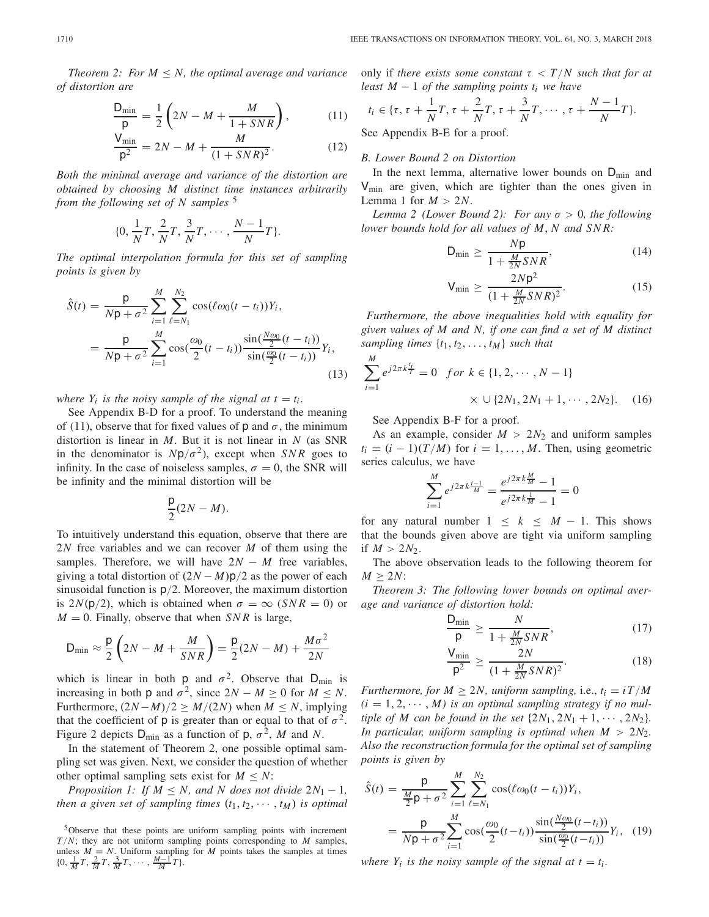*Theorem 2: For $M \leq N$, the optimal average and variance of distortion are*

$$\frac{\mathsf{D}_{\min}}{\mathsf{p}} = \frac{1}{2}\left(2N - M + \frac{M}{1+SNR}\right), \tag{11}$$

$$\frac{\mathsf{V}_{\min}}{\mathsf{p}^2} = 2N - M + \frac{M}{(1+SNR)^2}. \tag{12}$$

*Both the minimal average and variance of the distortion are obtained by choosing $M$ distinct time instances arbitrarily from the following set of $N$ samples* [5]

$$\{0, \frac{1}{N}T, \frac{2}{N}T, \frac{3}{N}T, \cdots, \frac{N-1}{N}T\}.$$

*The optimal interpolation formula for this set of sampling points is given by*

$$\begin{aligned}\hat{S}(t) &= \frac{\mathsf{p}}{N\mathsf{p}+\sigma^2}\sum_{i=1}^{M}\sum_{\ell=N_1}^{N_2}\cos(\ell\omega_0(t-t_i))Y_i, \\ &= \frac{\mathsf{p}}{N\mathsf{p}+\sigma^2}\sum_{i=1}^{M}\cos(\frac{\omega_0}{2}(t-t_i))\frac{\sin(\frac{N\omega_0}{2}(t-t_i))}{\sin(\frac{\omega_0}{2}(t-t_i))}Y_i,\end{aligned} \tag{13}$$

*where $Y_i$ is the noisy sample of the signal at $t = t_i$.*

See Appendix B-D for a proof. To understand the meaning of (11), observe that for fixed values of $\mathsf{p}$ and $\sigma$, the minimum distortion is linear in $M$. But it is not linear in $N$ (as SNR in the denominator is $N\mathsf{p}/\sigma^2$), except when $SNR$ goes to infinity. In the case of noiseless samples, $\sigma = 0$, the SNR will be infinity and the minimal distortion will be

$$\frac{\mathsf{p}}{2}(2N - M).$$

To intuitively understand this equation, observe that there are $2N$ free variables and we can recover $M$ of them using the samples. Therefore, we will have $2N - M$ free variables, giving a total distortion of $(2N - M)\mathsf{p}/2$ as the power of each sinusoidal function is $\mathsf{p}/2$. Moreover, the maximum distortion is $2N(\mathsf{p}/2)$, which is obtained when $\sigma = \infty$ ($SNR = 0$) or $M = 0$. Finally, observe that when $SNR$ is large,

$$\mathsf{D}_{\min} \approx \frac{\mathsf{p}}{2}\left(2N - M + \frac{M}{SNR}\right) = \frac{\mathsf{p}}{2}(2N - M) + \frac{M\sigma^2}{2N}$$

which is linear in both $\mathsf{p}$ and $\sigma^2$. Observe that $\mathsf{D}_{\min}$ is increasing in both $\mathsf{p}$ and $\sigma^2$, since $2N - M \geq 0$ for $M \leq N$. Furthermore, $(2N-M)/2 \geq M/(2N)$ when $M \leq N$, implying that the coefficient of $\mathsf{p}$ is greater than or equal to that of $\sigma^2$. Figure 2 depicts $\mathsf{D}_{\min}$ as a function of $\mathsf{p}$, $\sigma^2$, $M$ and $N$.

In the statement of Theorem 2, one possible optimal sampling set was given. Next, we consider the question of whether other optimal sampling sets exist for $M \leq N$:

*Proposition 1: If $M \leq N$, and $N$ does not divide $2N_1 - 1$, then a given set of sampling times $(t_1, t_2, \cdots, t_M)$ is optimal only if there exists some constant $\tau < T/N$ such that for at least $M - 1$ of the sampling points $t_i$ we have*

$$t_i \in \{\tau, \tau + \frac{1}{N}T, \tau + \frac{2}{N}T, \tau + \frac{3}{N}T, \cdots, \tau + \frac{N-1}{N}T\}.$$

See Appendix B-E for a proof.

### B. Lower Bound 2 on Distortion

In the next lemma, alternative lower bounds on $\mathsf{D}_{\min}$ and $\mathsf{V}_{\min}$ are given, which are tighter than the ones given in Lemma 1 for $M > 2N$.

*Lemma 2 (Lower Bound 2): For any $\sigma > 0$, the following lower bounds hold for all values of $M, N$ and $SNR$:*

$$\mathsf{D}_{\min} \geq \frac{N\mathsf{p}}{1 + \frac{M}{2N}SNR}, \tag{14}$$

$$\mathsf{V}_{\min} \geq \frac{2N\mathsf{p}^2}{(1 + \frac{M}{2N}SNR)^2}. \tag{15}$$

*Furthermore, the above inequalities hold with equality for given values of $M$ and $N$, if one can find a set of $M$ distinct sampling times $\{t_1, t_2, \ldots, t_M\}$ such that*

$$\sum_{i=1}^{M} e^{j2\pi k\frac{t_i}{T}} = 0 \quad for\ k \in \{1, 2, \cdots, N-1\} \times \cup \{2N_1, 2N_1+1, \cdots, 2N_2\}. \tag{16}$$

See Appendix B-F for a proof.

As an example, consider $M > 2N_2$ and uniform samples $t_i = (i-1)(T/M)$ for $i = 1, \ldots, M$. Then, using geometric series calculus, we have

$$\sum_{i=1}^{M} e^{j2\pi k\frac{i-1}{M}} = \frac{e^{j2\pi k\frac{M}{M}} - 1}{e^{j2\pi k\frac{1}{M}} - 1} = 0$$

for any natural number $1 \leq k \leq M - 1$. This shows that the bounds given above are tight via uniform sampling if $M > 2N_2$.

The above observation leads to the following theorem for $M \geq 2N$:

*Theorem 3: The following lower bounds on optimal average and variance of distortion hold:*

$$\frac{\mathsf{D}_{\min}}{\mathsf{p}} \geq \frac{N}{1 + \frac{M}{2N}SNR}, \tag{17}$$

$$\frac{\mathsf{V}_{\min}}{\mathsf{p}^2} \geq \frac{2N}{(1 + \frac{M}{2N}SNR)^2}. \tag{18}$$

*Furthermore, for $M \geq 2N$, uniform sampling,* i.e., *$t_i = iT/M$ ($i = 1, 2, \cdots, M$) is an optimal sampling strategy if no multiple of $M$ can be found in the set $\{2N_1, 2N_1+1, \cdots, 2N_2\}$. In particular, uniform sampling is optimal when $M > 2N_2$. Also the reconstruction formula for the optimal set of sampling points is given by*

$$\begin{aligned}\hat{S}(t) &= \frac{\mathsf{p}}{\frac{M}{2}\mathsf{p}+\sigma^2}\sum_{i=1}^{M}\sum_{\ell=N_1}^{N_2}\cos(\ell\omega_0(t-t_i))Y_i, \\ &= \frac{\mathsf{p}}{N\mathsf{p}+\sigma^2}\sum_{i=1}^{M}\cos(\frac{\omega_0}{2}(t-t_i))\frac{\sin(\frac{N\omega_0}{2}(t-t_i))}{\sin(\frac{\omega_0}{2}(t-t_i))}Y_i,\end{aligned} \tag{19}$$

*where $Y_i$ is the noisy sample of the signal at $t = t_i$.*

---

[5] Observe that these points are uniform sampling points with increment $T/N$; they are not uniform sampling points corresponding to $M$ samples, unless $M = N$. Uniform sampling for $M$ points takes the samples at times $\{0, \frac{1}{M}T, \frac{2}{M}T, \frac{3}{M}T, \cdots, \frac{M-1}{M}T\}$.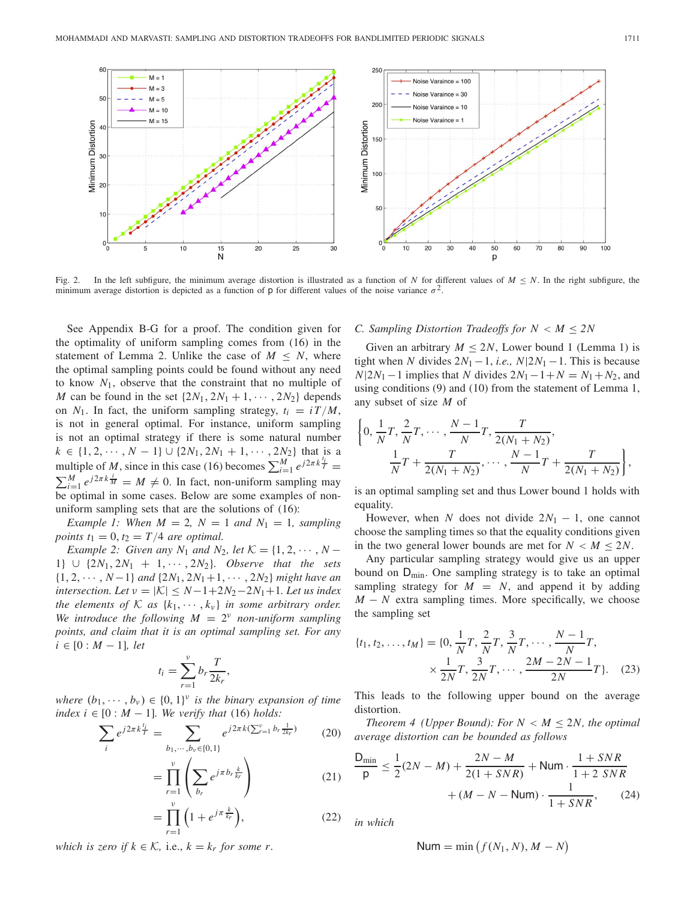Fig. 2. In the left subfigure, the minimum average distortion is illustrated as a function of $N$ for different values of $M \leq N$. In the right subfigure, the minimum average distortion is depicted as a function of $\mathsf{p}$ for different values of the noise variance $\sigma^2$.

See Appendix B-G for a proof. The condition given for the optimality of uniform sampling comes from (16) in the statement of Lemma 2. Unlike the case of $M \leq N$, where the optimal sampling points could be found without any need to know $N_1$, observe that the constraint that no multiple of $M$ can be found in the set $\{2N_1, 2N_1+1, \cdots, 2N_2\}$ depends on $N_1$. In fact, the uniform sampling strategy, $t_i = iT/M$, is not in general optimal. For instance, uniform sampling is not an optimal strategy if there is some natural number $k \in \{1, 2, \cdots, N-1\} \cup \{2N_1, 2N_1+1, \cdots, 2N_2\}$ that is a multiple of $M$, since in this case (16) becomes $\sum_{i=1}^{M} e^{j2\pi k \frac{t_i}{T}} = \sum_{i=1}^{M} e^{j2\pi k \frac{i}{M}} = M \neq 0$. In fact, non-uniform sampling may be optimal in some cases. Below are some examples of non-uniform sampling sets that are the solutions of (16):

*Example 1:* *When $M = 2$, $N = 1$ and $N_1 = 1$, sampling points $t_1 = 0, t_2 = T/4$ are optimal.*

*Example 2:* *Given any $N_1$ and $N_2$, let $\mathcal{K} = \{1, 2, \cdots, N-1\} \cup \{2N_1, 2N_1+1, \cdots, 2N_2\}$. Observe that the sets $\{1, 2, \cdots, N-1\}$ and $\{2N_1, 2N_1+1, \cdots, 2N_2\}$ might have an intersection. Let $\nu = |\mathcal{K}| \leq N-1+2N_2-2N_1+1$. Let us index the elements of $\mathcal{K}$ as $\{k_1, \cdots, k_\nu\}$ in some arbitrary order. We introduce the following $M = 2^\nu$ non-uniform sampling points, and claim that it is an optimal sampling set. For any $i \in [0 : M-1]$, let*

$$t_i = \sum_{r=1}^{\nu} b_r \frac{T}{2k_r},$$

*where $(b_1, \cdots, b_\nu) \in \{0, 1\}^\nu$ is the binary expansion of time index $i \in [0 : M-1]$. We verify that (16) holds:*

$$\sum_i e^{j2\pi k \frac{t_i}{T}} = \sum_{b_1, \cdots, b_\nu \in \{0,1\}} e^{j2\pi k (\sum_{r=1}^{\nu} b_r \frac{1}{2k_r})} \tag{20}$$

$$= \prod_{r=1}^{\nu} \left( \sum_{b_r} e^{j\pi b_r \frac{k}{k_r}} \right) \tag{21}$$

$$= \prod_{r=1}^{\nu} \left( 1 + e^{j\pi \frac{k}{k_r}} \right), \tag{22}$$

*which is zero if $k \in \mathcal{K}$,* i.e., *$k = k_r$ for some $r$.*

### C. Sampling Distortion Tradeoffs for $N < M \leq 2N$

Given an arbitrary $M \leq 2N$, Lower bound 1 (Lemma 1) is tight when $N$ divides $2N_1 - 1$, *i.e.,* $N | 2N_1 - 1$. This is because $N | 2N_1 - 1$ implies that $N$ divides $2N_1 - 1 + N = N_1 + N_2$, and using conditions (9) and (10) from the statement of Lemma 1, any subset of size $M$ of

$$\left\{0, \frac{1}{N}T, \frac{2}{N}T, \cdots, \frac{N-1}{N}T, \frac{T}{2(N_1+N_2)}, \frac{1}{N}T + \frac{T}{2(N_1+N_2)}, \cdots, \frac{N-1}{N}T + \frac{T}{2(N_1+N_2)}\right\},$$

is an optimal sampling set and thus Lower bound 1 holds with equality.

However, when $N$ does not divide $2N_1 - 1$, one cannot choose the sampling times so that the equality conditions given in the two general lower bounds are met for $N < M \leq 2N$.

Any particular sampling strategy would give us an upper bound on $\mathsf{D}_{\min}$. One sampling strategy is to take an optimal sampling strategy for $M = N$, and append it by adding $M - N$ extra sampling times. More specifically, we choose the sampling set

$$\{t_1, t_2, \ldots, t_M\} = \{0, \frac{1}{N}T, \frac{2}{N}T, \frac{3}{N}T, \cdots, \frac{N-1}{N}T, \times \frac{1}{2N}T, \frac{3}{2N}T, \cdots, \frac{2M-2N-1}{2N}T\}. \tag{23}$$

This leads to the following upper bound on the average distortion.

*Theorem 4 (Upper Bound):* *For $N < M \leq 2N$, the optimal average distortion can be bounded as follows*

$$\frac{\mathsf{D}_{\min}}{\mathsf{p}} \leq \frac{1}{2}(2N - M) + \frac{2N - M}{2(1 + SNR)} + \mathsf{Num} \cdot \frac{1 + SNR}{1 + 2\, SNR} + (M - N - \mathsf{Num}) \cdot \frac{1}{1 + SNR}, \tag{24}$$

*in which*

$$\mathsf{Num} = \min\left(f(N_1, N), M - N\right)$$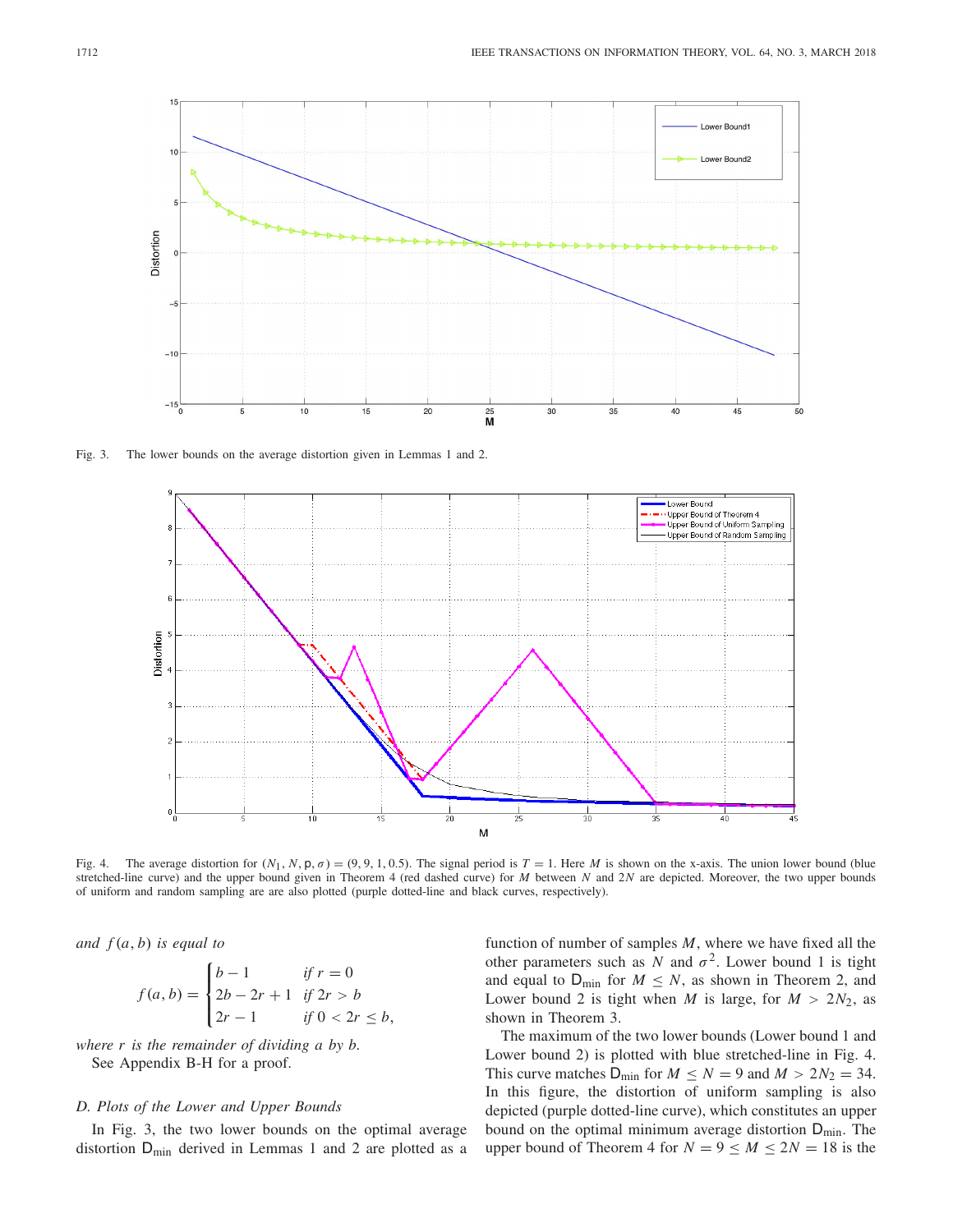Fig. 3. The lower bounds on the average distortion given in Lemmas 1 and 2.

Fig. 4. The average distortion for $(N_1, N, \mathsf{p}, \sigma) = (9, 9, 1, 0.5)$. The signal period is $T = 1$. Here $M$ is shown on the x-axis. The union lower bound (blue stretched-line curve) and the upper bound given in Theorem 4 (red dashed curve) for $M$ between $N$ and $2N$ are depicted. Moreover, the two upper bounds of uniform and random sampling are are also plotted (purple dotted-line and black curves, respectively).

*and* $f(a, b)$ *is equal to*

$$f(a, b) = \begin{cases} b - 1 & \textit{if } r = 0 \\ 2b - 2r + 1 & \textit{if } 2r > b \\ 2r - 1 & \textit{if } 0 < 2r \leq b, \end{cases}$$

*where* $r$ *is the remainder of dividing* $a$ *by* $b$.

See Appendix B-H for a proof.

### D. Plots of the Lower and Upper Bounds

In Fig. 3, the two lower bounds on the optimal average distortion $\mathsf{D}_{\min}$ derived in Lemmas 1 and 2 are plotted as a function of number of samples $M$, where we have fixed all the other parameters such as $N$ and $\sigma^2$. Lower bound 1 is tight and equal to $\mathsf{D}_{\min}$ for $M \leq N$, as shown in Theorem 2, and Lower bound 2 is tight when $M$ is large, for $M > 2N_2$, as shown in Theorem 3.

The maximum of the two lower bounds (Lower bound 1 and Lower bound 2) is plotted with blue stretched-line in Fig. 4. This curve matches $\mathsf{D}_{\min}$ for $M \leq N = 9$ and $M > 2N_2 = 34$. In this figure, the distortion of uniform sampling is also depicted (purple dotted-line curve), which constitutes an upper bound on the optimal minimum average distortion $\mathsf{D}_{\min}$. The upper bound of Theorem 4 for $N = 9 \leq M \leq 2N = 18$ is the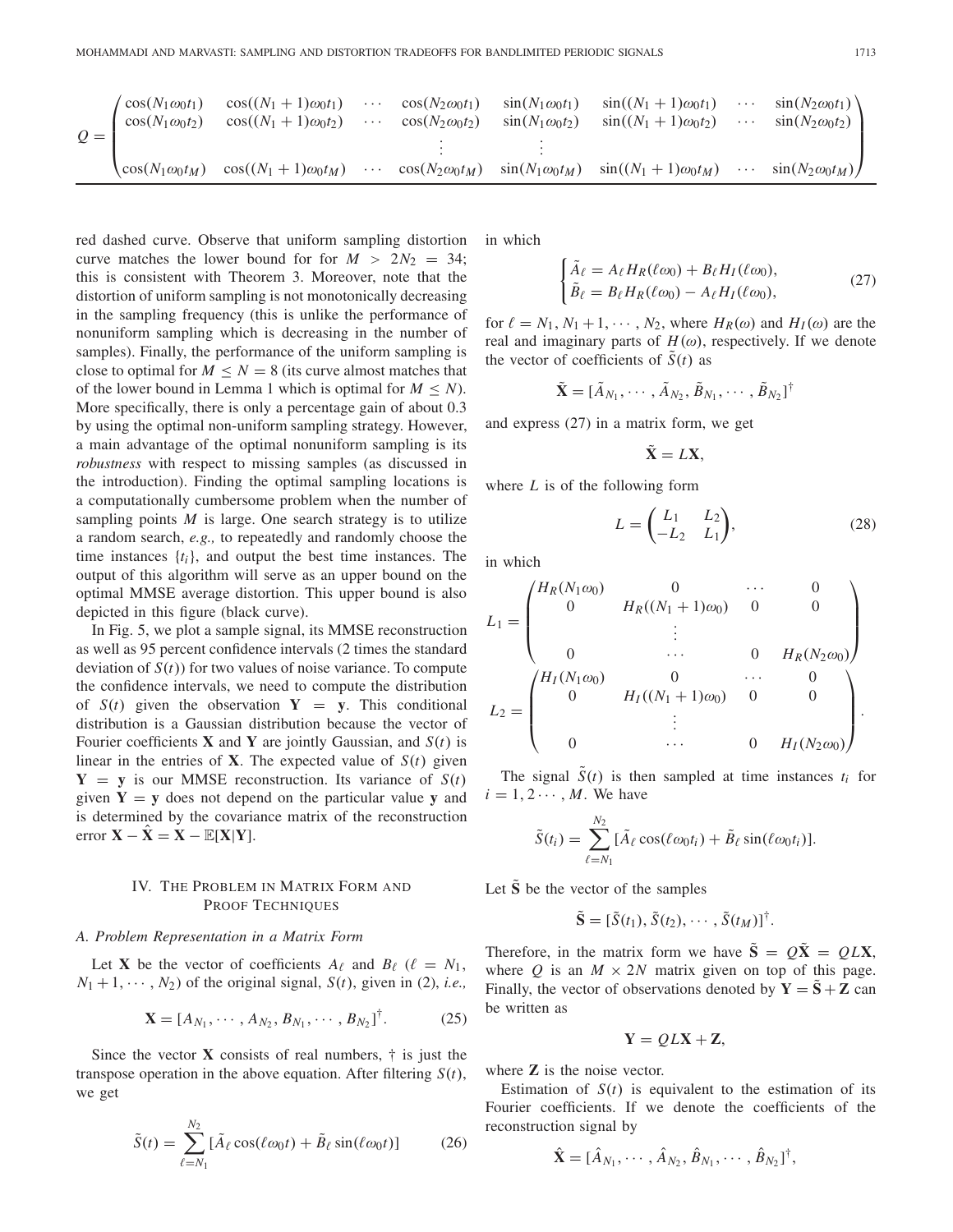$$Q = \begin{pmatrix} \cos(N_1\omega_0 t_1) & \cos((N_1+1)\omega_0 t_1) & \cdots & \cos(N_2\omega_0 t_1) & \sin(N_1\omega_0 t_1) & \sin((N_1+1)\omega_0 t_1) & \cdots & \sin(N_2\omega_0 t_1) \\ \cos(N_1\omega_0 t_2) & \cos((N_1+1)\omega_0 t_2) & \cdots & \cos(N_2\omega_0 t_2) & \sin(N_1\omega_0 t_2) & \sin((N_1+1)\omega_0 t_2) & \cdots & \sin(N_2\omega_0 t_2) \\ & & & \vdots & \vdots & & & \\ \cos(N_1\omega_0 t_M) & \cos((N_1+1)\omega_0 t_M) & \cdots & \cos(N_2\omega_0 t_M) & \sin(N_1\omega_0 t_M) & \sin((N_1+1)\omega_0 t_M) & \cdots & \sin(N_2\omega_0 t_M) \end{pmatrix}$$

red dashed curve. Observe that uniform sampling distortion curve matches the lower bound for for $M > 2N_2 = 34$; this is consistent with Theorem 3. Moreover, note that the distortion of uniform sampling is not monotonically decreasing in the sampling frequency (this is unlike the performance of nonuniform sampling which is decreasing in the number of samples). Finally, the performance of the uniform sampling is close to optimal for $M \leq N = 8$ (its curve almost matches that of the lower bound in Lemma 1 which is optimal for $M \leq N$). More specifically, there is only a percentage gain of about 0.3 by using the optimal non-uniform sampling strategy. However, a main advantage of the optimal nonuniform sampling is its *robustness* with respect to missing samples (as discussed in the introduction). Finding the optimal sampling locations is a computationally cumbersome problem when the number of sampling points $M$ is large. One search strategy is to utilize a random search, *e.g.,* to repeatedly and randomly choose the time instances $\{t_i\}$, and output the best time instances. The output of this algorithm will serve as an upper bound on the optimal MMSE average distortion. This upper bound is also depicted in this figure (black curve).

In Fig. 5, we plot a sample signal, its MMSE reconstruction as well as 95 percent confidence intervals (2 times the standard deviation of $S(t)$) for two values of noise variance. To compute the confidence intervals, we need to compute the distribution of $S(t)$ given the observation $\mathbf{Y} = \mathbf{y}$. This conditional distribution is a Gaussian distribution because the vector of Fourier coefficients $\mathbf{X}$ and $\mathbf{Y}$ are jointly Gaussian, and $S(t)$ is linear in the entries of $\mathbf{X}$. The expected value of $S(t)$ given $\mathbf{Y} = \mathbf{y}$ is our MMSE reconstruction. Its variance of $S(t)$ given $\mathbf{Y} = \mathbf{y}$ does not depend on the particular value $\mathbf{y}$ and is determined by the covariance matrix of the reconstruction error $\mathbf{X} - \hat{\mathbf{X}} = \mathbf{X} - \mathbb{E}[\mathbf{X}|\mathbf{Y}]$.

## IV. The Problem in Matrix Form and Proof Techniques

### A. Problem Representation in a Matrix Form

Let $\mathbf{X}$ be the vector of coefficients $A_\ell$ and $B_\ell$ ($\ell = N_1, N_1+1, \cdots, N_2$) of the original signal, $S(t)$, given in (2), *i.e.,*

$$\mathbf{X} = [A_{N_1}, \cdots, A_{N_2}, B_{N_1}, \cdots, B_{N_2}]^\dagger. \tag{25}$$

Since the vector $\mathbf{X}$ consists of real numbers, $\dagger$ is just the transpose operation in the above equation. After filtering $S(t)$, we get

$$\tilde{S}(t) = \sum_{\ell=N_1}^{N_2} [\tilde{A}_\ell \cos(\ell\omega_0 t) + \tilde{B}_\ell \sin(\ell\omega_0 t)] \tag{26}$$

in which

$$\begin{cases} \tilde{A}_\ell = A_\ell H_R(\ell\omega_0) + B_\ell H_I(\ell\omega_0), \\ \tilde{B}_\ell = B_\ell H_R(\ell\omega_0) - A_\ell H_I(\ell\omega_0), \end{cases} \tag{27}$$

for $\ell = N_1, N_1+1, \cdots, N_2$, where $H_R(\omega)$ and $H_I(\omega)$ are the real and imaginary parts of $H(\omega)$, respectively. If we denote the vector of coefficients of $\tilde{S}(t)$ as

$$\tilde{\mathbf{X}} = [\tilde{A}_{N_1}, \cdots, \tilde{A}_{N_2}, \tilde{B}_{N_1}, \cdots, \tilde{B}_{N_2}]^\dagger$$

and express (27) in a matrix form, we get

$$\tilde{\mathbf{X}} = L\mathbf{X},$$

where $L$ is of the following form

$$L = \begin{pmatrix} L_1 & L_2 \\ -L_2 & L_1 \end{pmatrix}, \tag{28}$$

in which

$$L_1 = \begin{pmatrix} H_R(N_1\omega_0) & 0 & \cdots & 0 \\ 0 & H_R((N_1+1)\omega_0) & 0 & 0 \\ & \vdots & & \\ 0 & \cdots & 0 & H_R(N_2\omega_0) \end{pmatrix}$$

$$L_2 = \begin{pmatrix} H_I(N_1\omega_0) & 0 & \cdots & 0 \\ 0 & H_I((N_1+1)\omega_0) & 0 & 0 \\ & \vdots & & \\ 0 & \cdots & 0 & H_I(N_2\omega_0) \end{pmatrix}.$$

The signal $\tilde{S}(t)$ is then sampled at time instances $t_i$ for $i = 1, 2\cdots, M$. We have

$$\tilde{S}(t_i) = \sum_{\ell=N_1}^{N_2} [\tilde{A}_\ell \cos(\ell\omega_0 t_i) + \tilde{B}_\ell \sin(\ell\omega_0 t_i)].$$

Let $\tilde{\mathbf{S}}$ be the vector of the samples

$$\tilde{\mathbf{S}} = [\tilde{S}(t_1), \tilde{S}(t_2), \cdots, \tilde{S}(t_M)]^\dagger.$$

Therefore, in the matrix form we have $\tilde{\mathbf{S}} = Q\tilde{\mathbf{X}} = QL\mathbf{X}$, where $Q$ is an $M \times 2N$ matrix given on top of this page. Finally, the vector of observations denoted by $\mathbf{Y} = \tilde{\mathbf{S}} + \mathbf{Z}$ can be written as

$$\mathbf{Y} = QL\mathbf{X} + \mathbf{Z},$$

where $\mathbf{Z}$ is the noise vector.

Estimation of $S(t)$ is equivalent to the estimation of its Fourier coefficients. If we denote the coefficients of the reconstruction signal by

$$\hat{\mathbf{X}} = [\hat{A}_{N_1}, \cdots, \hat{A}_{N_2}, \hat{B}_{N_1}, \cdots, \hat{B}_{N_2}]^\dagger,$$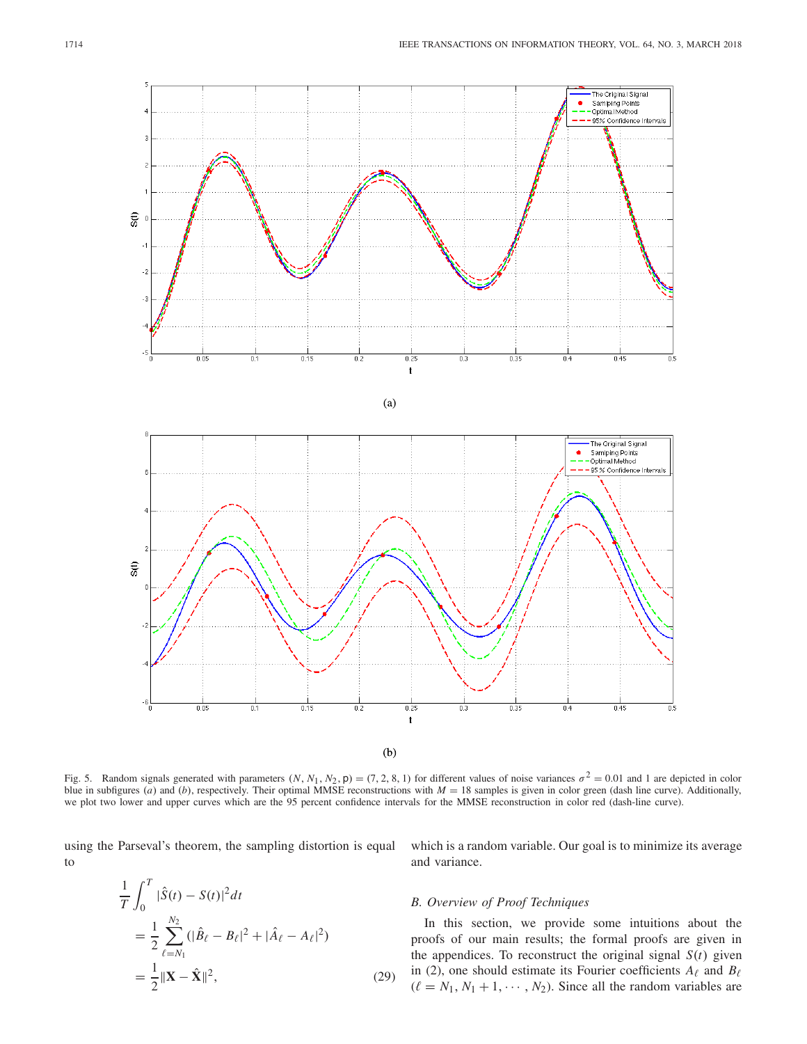(a)

(b)

Fig. 5. Random signals generated with parameters $(N, N_1, N_2, \mathsf{p}) = (7, 2, 8, 1)$ for different values of noise variances $\sigma^2 = 0.01$ and 1 are depicted in color blue in subfigures (*a*) and (*b*), respectively. Their optimal MMSE reconstructions with $M = 18$ samples is given in color green (dash line curve). Additionally, we plot two lower and upper curves which are the 95 percent confidence intervals for the MMSE reconstruction in color red (dash-line curve).

using the Parseval's theorem, the sampling distortion is equal to

$$\begin{aligned}
\frac{1}{T}\int_0^T |\hat{S}(t) - S(t)|^2 dt \\
&= \frac{1}{2}\sum_{\ell=N_1}^{N_2} (|\hat{B}_\ell - B_\ell|^2 + |\hat{A}_\ell - A_\ell|^2) \\
&= \frac{1}{2}\|\mathbf{X} - \hat{\mathbf{X}}\|^2, \qquad (29)
\end{aligned}$$

which is a random variable. Our goal is to minimize its average and variance.

### B. Overview of Proof Techniques

In this section, we provide some intuitions about the proofs of our main results; the formal proofs are given in the appendices. To reconstruct the original signal $S(t)$ given in (2), one should estimate its Fourier coefficients $A_\ell$ and $B_\ell$ ($\ell = N_1, N_1 + 1, \cdots, N_2$). Since all the random variables are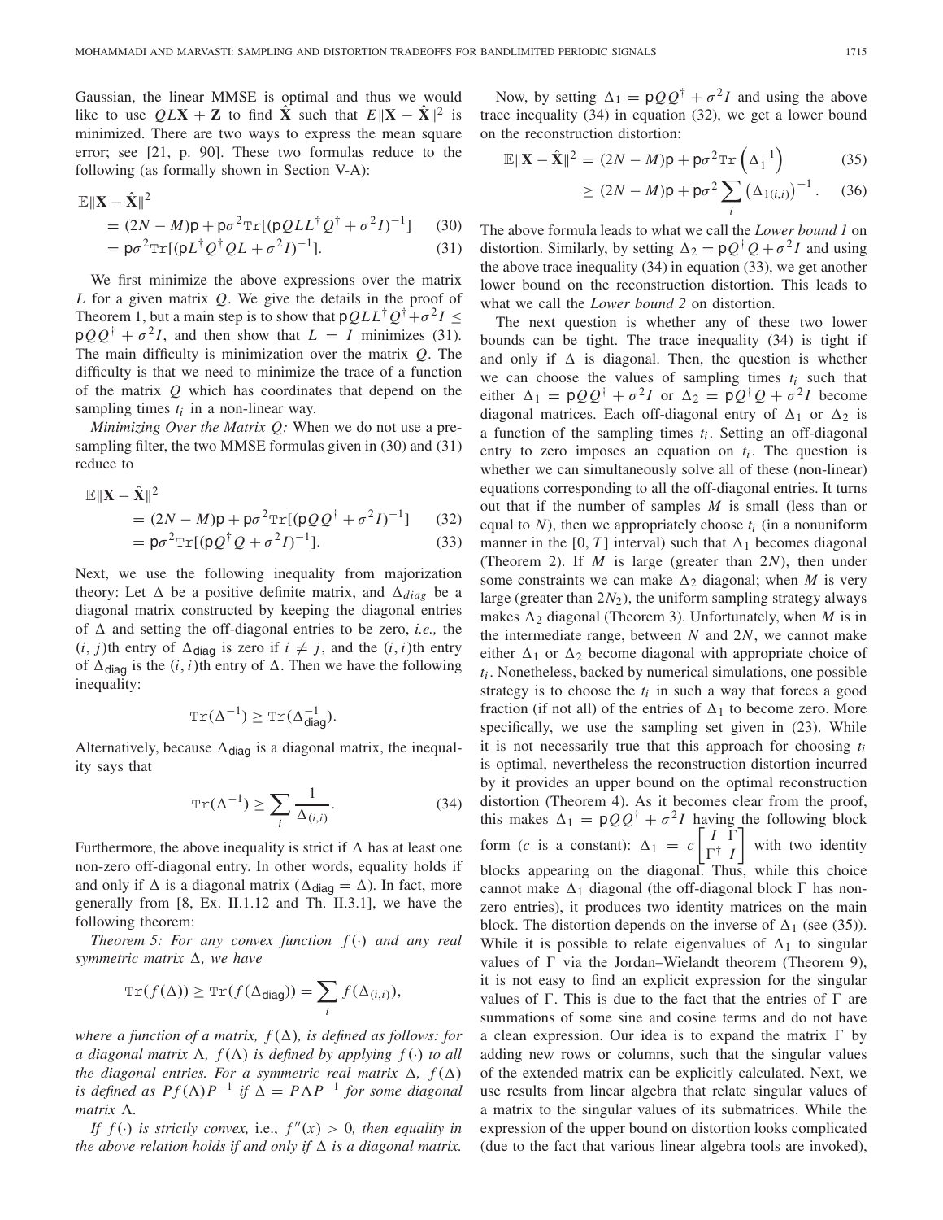Gaussian, the linear MMSE is optimal and thus we would like to use $QL\mathbf{X} + \mathbf{Z}$ to find $\hat{\mathbf{X}}$ such that $E\|\mathbf{X} - \hat{\mathbf{X}}\|^2$ is minimized. There are two ways to express the mean square error; see [21, p. 90]. These two formulas reduce to the following (as formally shown in Section V-A):

$$\begin{aligned}
\mathbb{E}\|\mathbf{X} - \hat{\mathbf{X}}\|^2 & \\
&= (2N - M)\mathsf{p} + \mathsf{p}\sigma^2 \mathrm{Tr}[(\mathsf{p}QLL^\dagger Q^\dagger + \sigma^2 I)^{-1}] \qquad (30)\\
&= \mathsf{p}\sigma^2 \mathrm{Tr}[(\mathsf{p}L^\dagger Q^\dagger QL + \sigma^2 I)^{-1}]. \qquad (31)
\end{aligned}$$

We first minimize the above expressions over the matrix $L$ for a given matrix $Q$. We give the details in the proof of Theorem 1, but a main step is to show that $\mathsf{p}QLL^\dagger Q^\dagger + \sigma^2 I \leq \mathsf{p}QQ^\dagger + \sigma^2 I$, and then show that $L = I$ minimizes (31). The main difficulty is minimization over the matrix $Q$. The difficulty is that we need to minimize the trace of a function of the matrix $Q$ which has coordinates that depend on the sampling times $t_i$ in a non-linear way.

*Minimizing Over the Matrix Q:* When we do not use a pre-sampling filter, the two MMSE formulas given in (30) and (31) reduce to

$$\begin{aligned}
\mathbb{E}\|\mathbf{X} - \hat{\mathbf{X}}\|^2 & \\
&= (2N - M)\mathsf{p} + \mathsf{p}\sigma^2 \mathrm{Tr}[(\mathsf{p}QQ^\dagger + \sigma^2 I)^{-1}] \qquad (32)\\
&= \mathsf{p}\sigma^2 \mathrm{Tr}[(\mathsf{p}Q^\dagger Q + \sigma^2 I)^{-1}]. \qquad (33)
\end{aligned}$$

Next, we use the following inequality from majorization theory: Let $\Delta$ be a positive definite matrix, and $\Delta_{diag}$ be a diagonal matrix constructed by keeping the diagonal entries of $\Delta$ and setting the off-diagonal entries to be zero, *i.e.,* the $(i, j)$th entry of $\Delta_{\mathsf{diag}}$ is zero if $i \neq j$, and the $(i, i)$th entry of $\Delta_{\mathsf{diag}}$ is the $(i, i)$th entry of $\Delta$. Then we have the following inequality:

$$\mathrm{Tr}(\Delta^{-1}) \geq \mathrm{Tr}(\Delta_{\mathsf{diag}}^{-1}).$$

Alternatively, because $\Delta_{\mathsf{diag}}$ is a diagonal matrix, the inequality says that

$$\mathrm{Tr}(\Delta^{-1}) \geq \sum_i \frac{1}{\Delta_{(i,i)}}. \qquad (34)$$

Furthermore, the above inequality is strict if $\Delta$ has at least one non-zero off-diagonal entry. In other words, equality holds if and only if $\Delta$ is a diagonal matrix ($\Delta_{\mathsf{diag}} = \Delta$). In fact, more generally from [8, Ex. II.1.12 and Th. II.3.1], we have the following theorem:

*Theorem 5: For any convex function $f(\cdot)$ and any real symmetric matrix $\Delta$, we have*

$$\mathrm{Tr}(f(\Delta)) \geq \mathrm{Tr}(f(\Delta_{\mathsf{diag}})) = \sum_i f(\Delta_{(i,i)}),$$

*where a function of a matrix, $f(\Delta)$, is defined as follows: for a diagonal matrix $\Lambda$, $f(\Lambda)$ is defined by applying $f(\cdot)$ to all the diagonal entries. For a symmetric real matrix $\Delta$, $f(\Delta)$ is defined as $Pf(\Lambda)P^{-1}$ if $\Delta = P\Lambda P^{-1}$ for some diagonal matrix $\Lambda$.*

*If $f(\cdot)$ is strictly convex,* i.e., *$f''(x) > 0$, then equality in the above relation holds if and only if $\Delta$ is a diagonal matrix.*

Now, by setting $\Delta_1 = \mathsf{p}QQ^\dagger + \sigma^2 I$ and using the above trace inequality (34) in equation (32), we get a lower bound on the reconstruction distortion:

$$\begin{aligned}
\mathbb{E}\|\mathbf{X} - \hat{\mathbf{X}}\|^2 &= (2N - M)\mathsf{p} + \mathsf{p}\sigma^2 \mathrm{Tr}\left(\Delta_1^{-1}\right) \qquad (35)\\
&\geq (2N - M)\mathsf{p} + \mathsf{p}\sigma^2 \sum_i \left(\Delta_{1(i,i)}\right)^{-1}. \qquad (36)
\end{aligned}$$

The above formula leads to what we call the *Lower bound 1* on distortion. Similarly, by setting $\Delta_2 = \mathsf{p}Q^\dagger Q + \sigma^2 I$ and using the above trace inequality (34) in equation (33), we get another lower bound on the reconstruction distortion. This leads to what we call the *Lower bound 2* on distortion.

The next question is whether any of these two lower bounds can be tight. The trace inequality (34) is tight if and only if $\Delta$ is diagonal. Then, the question is whether we can choose the values of sampling times $t_i$ such that either $\Delta_1 = \mathsf{p}QQ^\dagger + \sigma^2 I$ or $\Delta_2 = \mathsf{p}Q^\dagger Q + \sigma^2 I$ become diagonal matrices. Each off-diagonal entry of $\Delta_1$ or $\Delta_2$ is a function of the sampling times $t_i$. Setting an off-diagonal entry to zero imposes an equation on $t_i$. The question is whether we can simultaneously solve all of these (non-linear) equations corresponding to all the off-diagonal entries. It turns out that if the number of samples $M$ is small (less than or equal to $N$), then we appropriately choose $t_i$ (in a nonuniform manner in the $[0, T]$ interval) such that $\Delta_1$ becomes diagonal (Theorem 2). If $M$ is large (greater than $2N$), then under some constraints we can make $\Delta_2$ diagonal; when $M$ is very large (greater than $2N_2$), the uniform sampling strategy always makes $\Delta_2$ diagonal (Theorem 3). Unfortunately, when $M$ is in the intermediate range, between $N$ and $2N$, we cannot make either $\Delta_1$ or $\Delta_2$ become diagonal with appropriate choice of $t_i$. Nonetheless, backed by numerical simulations, one possible strategy is to choose the $t_i$ in such a way that forces a good fraction (if not all) of the entries of $\Delta_1$ to become zero. More specifically, we use the sampling set given in (23). While it is not necessarily true that this approach for choosing $t_i$ is optimal, nevertheless the reconstruction distortion incurred by it provides an upper bound on the optimal reconstruction distortion (Theorem 4). As it becomes clear from the proof, this makes $\Delta_1 = \mathsf{p}QQ^\dagger + \sigma^2 I$ having the following block form ($c$ is a constant): $\Delta_1 = c\begin{bmatrix} I & \Gamma \\ \Gamma^\dagger & I \end{bmatrix}$ with two identity blocks appearing on the diagonal. Thus, while this choice cannot make $\Delta_1$ diagonal (the off-diagonal block $\Gamma$ has non-zero entries), it produces two identity matrices on the main block. The distortion depends on the inverse of $\Delta_1$ (see (35)). While it is possible to relate eigenvalues of $\Delta_1$ to singular values of $\Gamma$ via the Jordan–Wielandt theorem (Theorem 9), it is not easy to find an explicit expression for the singular values of $\Gamma$. This is due to the fact that the entries of $\Gamma$ are summations of some sine and cosine terms and do not have a clean expression. Our idea is to expand the matrix $\Gamma$ by adding new rows or columns, such that the singular values of the extended matrix can be explicitly calculated. Next, we use results from linear algebra that relate singular values of a matrix to the singular values of its submatrices. While the expression of the upper bound on distortion looks complicated (due to the fact that various linear algebra tools are invoked),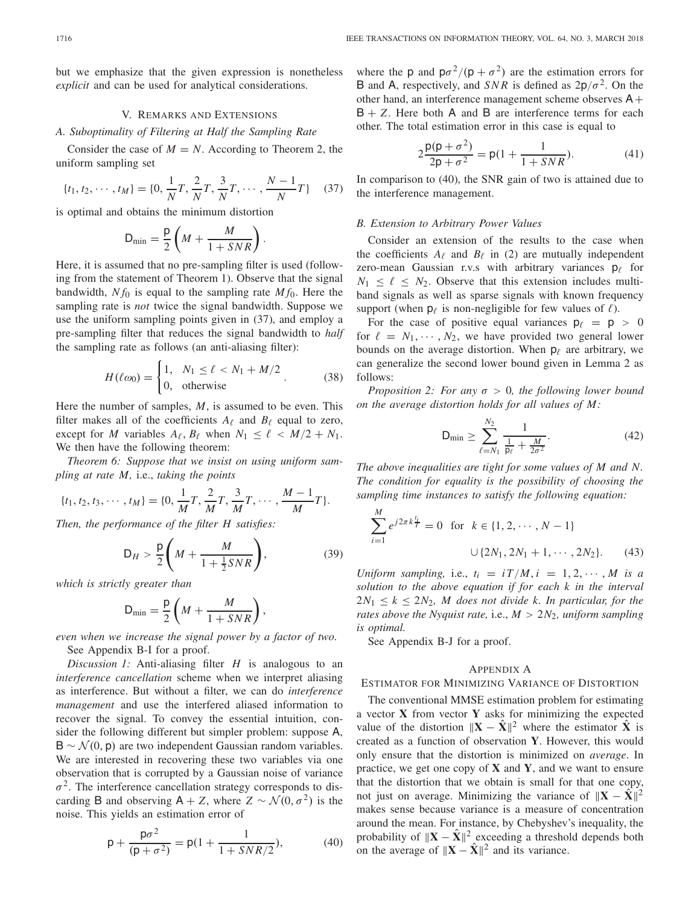but we emphasize that the given expression is nonetheless *explicit* and can be used for analytical considerations.

## V. Remarks and Extensions

### A. Suboptimality of Filtering at Half the Sampling Rate

Consider the case of $M = N$. According to Theorem 2, the uniform sampling set

$$\{t_1, t_2, \cdots, t_M\} = \{0, \frac{1}{N}T, \frac{2}{N}T, \frac{3}{N}T, \cdots, \frac{N-1}{N}T\} \quad (37)$$

is optimal and obtains the minimum distortion

$$\mathsf{D}_{\min} = \frac{\mathsf{p}}{2}\left(M + \frac{M}{1+SNR}\right).$$

Here, it is assumed that no pre-sampling filter is used (following from the statement of Theorem 1). Observe that the signal bandwidth, $Nf_0$ is equal to the sampling rate $Mf_0$. Here the sampling rate is *not* twice the signal bandwidth. Suppose we use the uniform sampling points given in (37), and employ a pre-sampling filter that reduces the signal bandwidth to *half* the sampling rate as follows (an anti-aliasing filter):

$$H(\ell\omega_0) = \begin{cases} 1, & N_1 \leq \ell < N_1 + M/2 \\ 0, & \text{otherwise} \end{cases}. \quad (38)$$

Here the number of samples, $M$, is assumed to be even. This filter makes all of the coefficients $A_\ell$ and $B_\ell$ equal to zero, except for $M$ variables $A_\ell, B_\ell$ when $N_1 \leq \ell < M/2 + N_1$. We then have the following theorem:

*Theorem 6: Suppose that we insist on using uniform sampling at rate $M$, i.e., taking the points*

$$\{t_1, t_2, t_3, \cdots, t_M\} = \{0, \frac{1}{M}T, \frac{2}{M}T, \frac{3}{M}T, \cdots, \frac{M-1}{M}T\}.$$

*Then, the performance of the filter $H$ satisfies:*

$$\mathsf{D}_H > \frac{\mathsf{p}}{2}\left(M + \frac{M}{1+\frac{1}{2}SNR}\right), \quad (39)$$

*which is strictly greater than*

$$\mathsf{D}_{\min} = \frac{\mathsf{p}}{2}\left(M + \frac{M}{1+SNR}\right),$$

*even when we increase the signal power by a factor of two.*

See Appendix B-I for a proof.

*Discussion 1:* Anti-aliasing filter $H$ is analogous to an *interference cancellation* scheme when we interpret aliasing as interference. But without a filter, we can do *interference management* and use the interfered aliased information to recover the signal. To convey the essential intuition, consider the following different but simpler problem: suppose $\mathsf{A}, \mathsf{B} \sim \mathcal{N}(0, \mathsf{p})$ are two independent Gaussian random variables. We are interested in recovering these two variables via one observation that is corrupted by a Gaussian noise of variance $\sigma^2$. The interference cancellation strategy corresponds to discarding $\mathsf{B}$ and observing $\mathsf{A} + Z$, where $Z \sim \mathcal{N}(0, \sigma^2)$ is the noise. This yields an estimation error of

$$\mathsf{p} + \frac{\mathsf{p}\sigma^2}{(\mathsf{p}+\sigma^2)} = \mathsf{p}(1 + \frac{1}{1+SNR/2}), \quad (40)$$

where the $\mathsf{p}$ and $\mathsf{p}\sigma^2/(\mathsf{p}+\sigma^2)$ are the estimation errors for $\mathsf{B}$ and $\mathsf{A}$, respectively, and $SNR$ is defined as $2\mathsf{p}/\sigma^2$. On the other hand, an interference management scheme observes $\mathsf{A} + \mathsf{B} + Z$. Here both $\mathsf{A}$ and $\mathsf{B}$ are interference terms for each other. The total estimation error in this case is equal to

$$2\frac{\mathsf{p}(\mathsf{p}+\sigma^2)}{2\mathsf{p}+\sigma^2} = \mathsf{p}(1 + \frac{1}{1+SNR}). \quad (41)$$

In comparison to (40), the SNR gain of two is attained due to the interference management.

### B. Extension to Arbitrary Power Values

Consider an extension of the results to the case when the coefficients $A_\ell$ and $B_\ell$ in (2) are mutually independent zero-mean Gaussian r.v.s with arbitrary variances $\mathsf{p}_\ell$ for $N_1 \leq \ell \leq N_2$. Observe that this extension includes multi-band signals as well as sparse signals with known frequency support (when $\mathsf{p}_\ell$ is non-negligible for few values of $\ell$).

For the case of positive equal variances $\mathsf{p}_\ell = \mathsf{p} > 0$ for $\ell = N_1, \cdots, N_2$, we have provided two general lower bounds on the average distortion. When $\mathsf{p}_\ell$ are arbitrary, we can generalize the second lower bound given in Lemma 2 as follows:

*Proposition 2: For any $\sigma > 0$, the following lower bound on the average distortion holds for all values of $M$:*

$$\mathsf{D}_{\min} \geq \sum_{\ell=N_1}^{N_2} \frac{1}{\frac{1}{\mathsf{p}_\ell} + \frac{M}{2\sigma^2}}. \quad (42)$$

*The above inequalities are tight for some values of $M$ and $N$. The condition for equality is the possibility of choosing the sampling time instances to satisfy the following equation:*

$$\sum_{i=1}^{M} e^{j2\pi k\frac{t_i}{T}} = 0 \quad \text{for} \quad k \in \{1, 2, \cdots, N-1\} \cup \{2N_1, 2N_1+1, \cdots, 2N_2\}. \quad (43)$$

*Uniform sampling,* i.e., *$t_i = iT/M, i = 1, 2, \cdots, M$ is a solution to the above equation if for each $k$ in the interval $2N_1 \leq k \leq 2N_2$, $M$ does not divide $k$. In particular, for the rates above the Nyquist rate,* i.e., *$M > 2N_2$, uniform sampling is optimal.*

See Appendix B-J for a proof.

## Appendix A
## Estimator for Minimizing Variance of Distortion

The conventional MMSE estimation problem for estimating a vector $\mathbf{X}$ from vector $\mathbf{Y}$ asks for minimizing the expected value of the distortion $\|\mathbf{X} - \hat{\mathbf{X}}\|^2$ where the estimator $\hat{\mathbf{X}}$ is created as a function of observation $\mathbf{Y}$. However, this would only ensure that the distortion is minimized on *average*. In practice, we get one copy of $\mathbf{X}$ and $\mathbf{Y}$, and we want to ensure that the distortion that we obtain is small for that one copy, not just on average. Minimizing the variance of $\|\mathbf{X} - \hat{\mathbf{X}}\|^2$ makes sense because variance is a measure of concentration around the mean. For instance, by Chebyshev's inequality, the probability of $\|\mathbf{X} - \hat{\mathbf{X}}\|^2$ exceeding a threshold depends both on the average of $\|\mathbf{X} - \hat{\mathbf{X}}\|^2$ and its variance.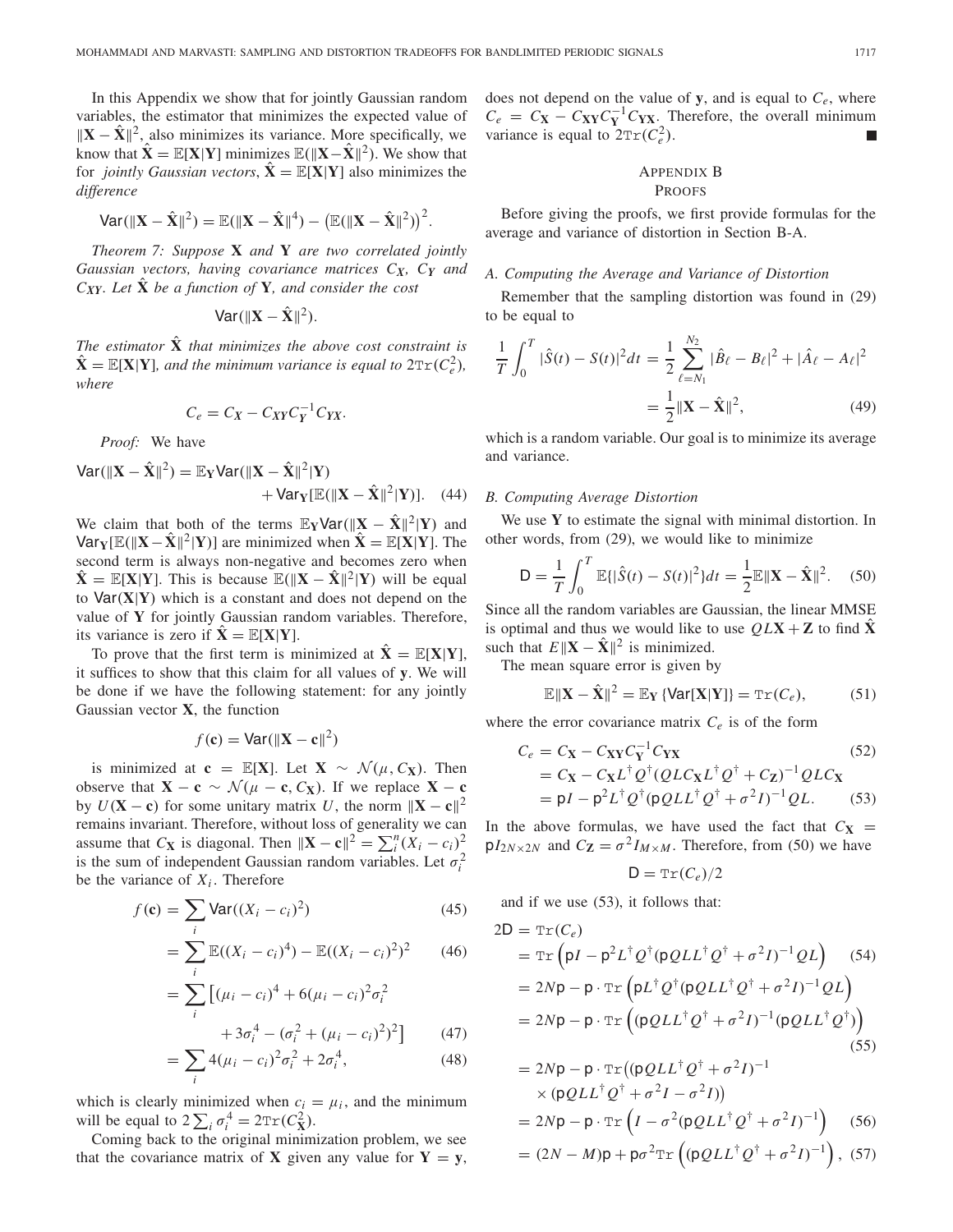In this Appendix we show that for jointly Gaussian random variables, the estimator that minimizes the expected value of $\|\mathbf{X} - \hat{\mathbf{X}}\|^2$, also minimizes its variance. More specifically, we know that $\hat{\mathbf{X}} = \mathbb{E}[\mathbf{X}|\mathbf{Y}]$ minimizes $\mathbb{E}(\|\mathbf{X} - \hat{\mathbf{X}}\|^2)$. We show that for *jointly Gaussian vectors*, $\hat{\mathbf{X}} = \mathbb{E}[\mathbf{X}|\mathbf{Y}]$ also minimizes the *difference*

$$\mathsf{Var}(\|\mathbf{X} - \hat{\mathbf{X}}\|^2) = \mathbb{E}(\|\mathbf{X} - \hat{\mathbf{X}}\|^4) - \left(\mathbb{E}(\|\mathbf{X} - \hat{\mathbf{X}}\|^2)\right)^2.$$

*Theorem 7: Suppose* $\mathbf{X}$ *and* $\mathbf{Y}$ *are two correlated jointly Gaussian vectors, having covariance matrices* $C_{\mathbf{X}}$*,* $C_{\mathbf{Y}}$ *and* $C_{\mathbf{XY}}$*. Let* $\hat{\mathbf{X}}$ *be a function of* $\mathbf{Y}$*, and consider the cost*

$$\mathsf{Var}(\|\mathbf{X} - \hat{\mathbf{X}}\|^2).$$

*The estimator* $\hat{\mathbf{X}}$ *that minimizes the above cost constraint is* $\hat{\mathbf{X}} = \mathbb{E}[\mathbf{X}|\mathbf{Y}]$*, and the minimum variance is equal to* $2\mathrm{Tr}(C_e^2)$*, where*

$$C_e = C_{\mathbf{X}} - C_{\mathbf{XY}} C_{\mathbf{Y}}^{-1} C_{\mathbf{YX}}.$$

*Proof:* We have

$$\mathsf{Var}(\|\mathbf{X} - \hat{\mathbf{X}}\|^2) = \mathbb{E}_{\mathbf{Y}} \mathsf{Var}(\|\mathbf{X} - \hat{\mathbf{X}}\|^2|\mathbf{Y}) + \mathsf{Var}_{\mathbf{Y}}[\mathbb{E}(\|\mathbf{X} - \hat{\mathbf{X}}\|^2|\mathbf{Y})]. \quad (44)$$

We claim that both of the terms $\mathbb{E}_{\mathbf{Y}} \mathsf{Var}(\|\mathbf{X} - \hat{\mathbf{X}}\|^2|\mathbf{Y})$ and $\mathsf{Var}_{\mathbf{Y}}[\mathbb{E}(\|\mathbf{X} - \hat{\mathbf{X}}\|^2|\mathbf{Y})]$ are minimized when $\hat{\mathbf{X}} = \mathbb{E}[\mathbf{X}|\mathbf{Y}]$. The second term is always non-negative and becomes zero when $\hat{\mathbf{X}} = \mathbb{E}[\mathbf{X}|\mathbf{Y}]$. This is because $\mathbb{E}(\|\mathbf{X} - \hat{\mathbf{X}}\|^2|\mathbf{Y})$ will be equal to $\mathsf{Var}(\mathbf{X}|\mathbf{Y})$ which is a constant and does not depend on the value of $\mathbf{Y}$ for jointly Gaussian random variables. Therefore, its variance is zero if $\hat{\mathbf{X}} = \mathbb{E}[\mathbf{X}|\mathbf{Y}]$.

To prove that the first term is minimized at $\hat{\mathbf{X}} = \mathbb{E}[\mathbf{X}|\mathbf{Y}]$, it suffices to show that this claim for all values of $\mathbf{y}$. We will be done if we have the following statement: for any jointly Gaussian vector $\mathbf{X}$, the function

$$f(\mathbf{c}) = \mathsf{Var}(\|\mathbf{X} - \mathbf{c}\|^2)$$

is minimized at $\mathbf{c} = \mathbb{E}[\mathbf{X}]$. Let $\mathbf{X} \sim \mathcal{N}(\mu, C_{\mathbf{X}})$. Then observe that $\mathbf{X} - \mathbf{c} \sim \mathcal{N}(\mu - \mathbf{c}, C_{\mathbf{X}})$. If we replace $\mathbf{X} - \mathbf{c}$ by $U(\mathbf{X} - \mathbf{c})$ for some unitary matrix $U$, the norm $\|\mathbf{X} - \mathbf{c}\|^2$ remains invariant. Therefore, without loss of generality we can assume that $C_{\mathbf{X}}$ is diagonal. Then $\|\mathbf{X} - \mathbf{c}\|^2 = \sum_i^n (X_i - c_i)^2$ is the sum of independent Gaussian random variables. Let $\sigma_i^2$ be the variance of $X_i$. Therefore

$$\begin{aligned}
f(\mathbf{c}) &= \sum_i \mathsf{Var}((X_i - c_i)^2) && (45)\\
&= \sum_i \mathbb{E}((X_i - c_i)^4) - \mathbb{E}((X_i - c_i)^2)^2 && (46)\\
&= \sum_i \big[(\mu_i - c_i)^4 + 6(\mu_i - c_i)^2\sigma_i^2 \\
&\qquad + 3\sigma_i^4 - (\sigma_i^2 + (\mu_i - c_i)^2)^2\big] && (47)\\
&= \sum_i 4(\mu_i - c_i)^2\sigma_i^2 + 2\sigma_i^4, && (48)
\end{aligned}$$

which is clearly minimized when $c_i = \mu_i$, and the minimum will be equal to $2\sum_i \sigma_i^4 = 2\mathrm{Tr}(C_{\mathbf{X}}^2)$.

Coming back to the original minimization problem, we see that the covariance matrix of $\mathbf{X}$ given any value for $\mathbf{Y} = \mathbf{y}$, does not depend on the value of $\mathbf{y}$, and is equal to $C_e$, where $C_e = C_{\mathbf{X}} - C_{\mathbf{XY}} C_{\mathbf{Y}}^{-1} C_{\mathbf{YX}}$. Therefore, the overall minimum variance is equal to $2\mathrm{Tr}(C_e^2)$. ■

## APPENDIX B
## PROOFS

Before giving the proofs, we first provide formulas for the average and variance of distortion in Section B-A.

### A. Computing the Average and Variance of Distortion

Remember that the sampling distortion was found in (29) to be equal to

$$\begin{aligned}
\frac{1}{T}\int_0^T |\hat{S}(t) - S(t)|^2 dt &= \frac{1}{2}\sum_{\ell=N_1}^{N_2} |\hat{B}_\ell - B_\ell|^2 + |\hat{A}_\ell - A_\ell|^2 \\
&= \frac{1}{2}\|\mathbf{X} - \hat{\mathbf{X}}\|^2, && (49)
\end{aligned}$$

which is a random variable. Our goal is to minimize its average and variance.

### B. Computing Average Distortion

We use $\mathbf{Y}$ to estimate the signal with minimal distortion. In other words, from (29), we would like to minimize

$$\mathsf{D} = \frac{1}{T}\int_0^T \mathbb{E}\{|\hat{S}(t) - S(t)|^2\} dt = \frac{1}{2}\mathbb{E}\|\mathbf{X} - \hat{\mathbf{X}}\|^2. \quad (50)$$

Since all the random variables are Gaussian, the linear MMSE is optimal and thus we would like to use $QL\mathbf{X} + \mathbf{Z}$ to find $\hat{\mathbf{X}}$ such that $E\|\mathbf{X} - \hat{\mathbf{X}}\|^2$ is minimized.

The mean square error is given by

$$\mathbb{E}\|\mathbf{X} - \hat{\mathbf{X}}\|^2 = \mathbb{E}_{\mathbf{Y}}\{\mathsf{Var}[\mathbf{X}|\mathbf{Y}]\} = \mathrm{Tr}(C_e), \quad (51)$$

where the error covariance matrix $C_e$ is of the form

$$\begin{aligned}
C_e &= C_{\mathbf{X}} - C_{\mathbf{XY}} C_{\mathbf{Y}}^{-1} C_{\mathbf{YX}} && (52)\\
&= C_{\mathbf{X}} - C_{\mathbf{X}} L^\dagger Q^\dagger (QLC_{\mathbf{X}}L^\dagger Q^\dagger + C_{\mathbf{Z}})^{-1} QLC_{\mathbf{X}} \\
&= \mathsf{p}I - \mathsf{p}^2 L^\dagger Q^\dagger (\mathsf{p}QLL^\dagger Q^\dagger + \sigma^2 I)^{-1} QL. && (53)
\end{aligned}$$

In the above formulas, we have used the fact that $C_{\mathbf{X}} = \mathsf{p}I_{2N\times 2N}$ and $C_{\mathbf{Z}} = \sigma^2 I_{M\times M}$. Therefore, from (50) we have

$$\mathsf{D} = \mathrm{Tr}(C_e)/2$$

and if we use (53), it follows that:

$$\begin{aligned}
2\mathsf{D} &= \mathrm{Tr}(C_e) \\
&= \mathrm{Tr}\left(\mathsf{p}I - \mathsf{p}^2 L^\dagger Q^\dagger (\mathsf{p}QLL^\dagger Q^\dagger + \sigma^2 I)^{-1} QL\right) && (54)\\
&= 2N\mathsf{p} - \mathsf{p}\cdot \mathrm{Tr}\left(\mathsf{p}L^\dagger Q^\dagger (\mathsf{p}QLL^\dagger Q^\dagger + \sigma^2 I)^{-1} QL\right) \\
&= 2N\mathsf{p} - \mathsf{p}\cdot \mathrm{Tr}\left((\mathsf{p}QLL^\dagger Q^\dagger + \sigma^2 I)^{-1}(\mathsf{p}QLL^\dagger Q^\dagger)\right) && (55)\\
&= 2N\mathsf{p} - \mathsf{p}\cdot \mathrm{Tr}\big((\mathsf{p}QLL^\dagger Q^\dagger + \sigma^2 I)^{-1} \\
&\qquad \times (\mathsf{p}QLL^\dagger Q^\dagger + \sigma^2 I - \sigma^2 I)\big) \\
&= 2N\mathsf{p} - \mathsf{p}\cdot \mathrm{Tr}\left(I - \sigma^2(\mathsf{p}QLL^\dagger Q^\dagger + \sigma^2 I)^{-1}\right) && (56)\\
&= (2N - M)\mathsf{p} + \mathsf{p}\sigma^2 \mathrm{Tr}\left((\mathsf{p}QLL^\dagger Q^\dagger + \sigma^2 I)^{-1}\right), && (57)
\end{aligned}$$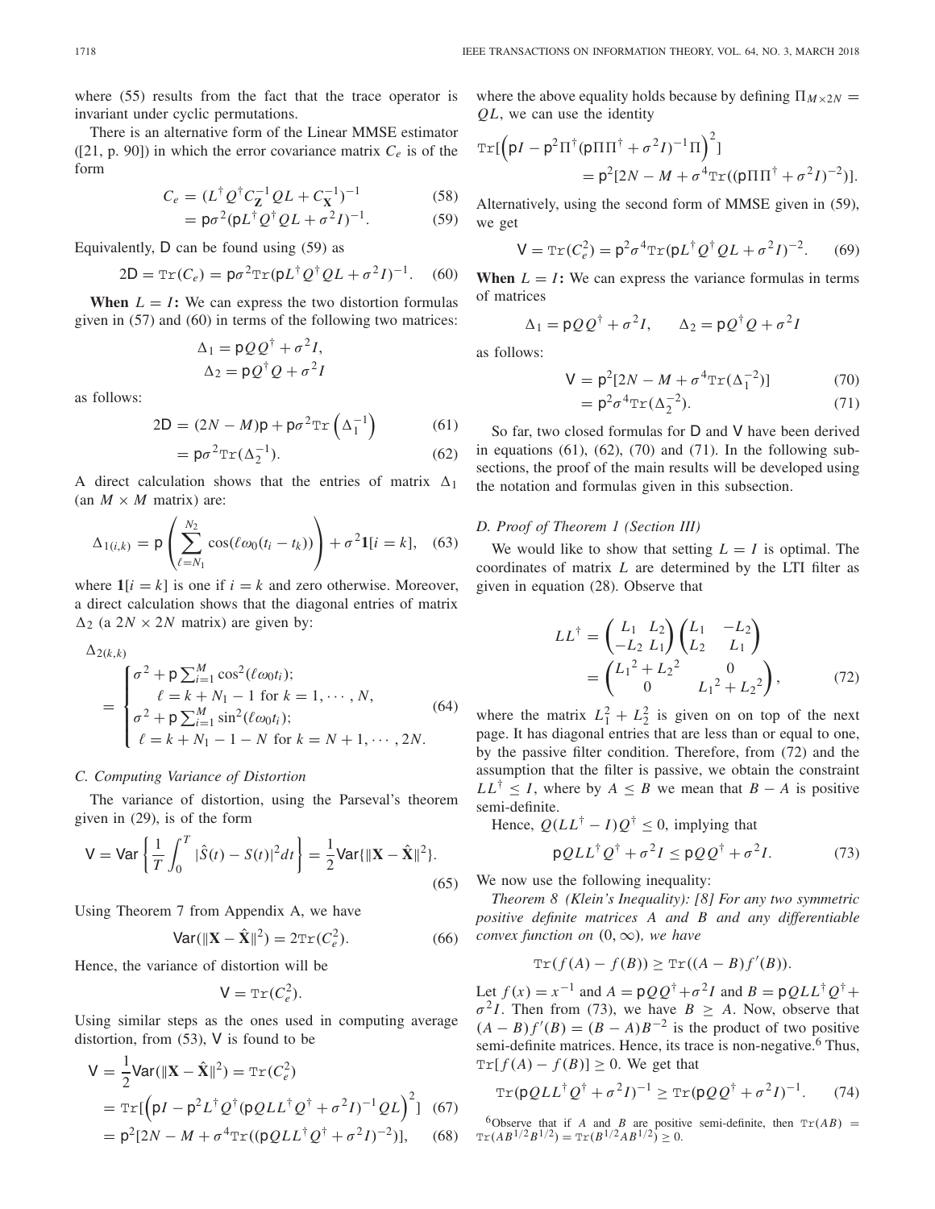where (55) results from the fact that the trace operator is invariant under cyclic permutations.

There is an alternative form of the Linear MMSE estimator ([21, p. 90]) in which the error covariance matrix $C_e$ is of the form

$$C_e = (L^\dagger Q^\dagger C_{\mathbf{Z}}^{-1} Q L + C_{\mathbf{X}}^{-1})^{-1} \tag{58}$$

$$= \mathsf{p}\sigma^2 (\mathsf{p} L^\dagger Q^\dagger Q L + \sigma^2 I)^{-1}. \tag{59}$$

Equivalently, $\mathsf{D}$ can be found using (59) as

$$2\mathsf{D} = \mathrm{Tr}(C_e) = \mathsf{p}\sigma^2 \mathrm{Tr}(\mathsf{p} L^\dagger Q^\dagger Q L + \sigma^2 I)^{-1}. \tag{60}$$

**When $L = I$:** We can express the two distortion formulas given in (57) and (60) in terms of the following two matrices:

$$\Delta_1 = \mathsf{p} Q Q^\dagger + \sigma^2 I,$$
$$\Delta_2 = \mathsf{p} Q^\dagger Q + \sigma^2 I$$

as follows:

$$2\mathsf{D} = (2N - M)\mathsf{p} + \mathsf{p}\sigma^2 \mathrm{Tr}\left(\Delta_1^{-1}\right) \tag{61}$$

$$= \mathsf{p}\sigma^2 \mathrm{Tr}(\Delta_2^{-1}). \tag{62}$$

A direct calculation shows that the entries of matrix $\Delta_1$ (an $M \times M$ matrix) are:

$$\Delta_{1(i,k)} = \mathsf{p}\left(\sum_{\ell=N_1}^{N_2} \cos(\ell\omega_0(t_i - t_k))\right) + \sigma^2 \mathbf{1}[i = k], \tag{63}$$

where $\mathbf{1}[i = k]$ is one if $i = k$ and zero otherwise. Moreover, a direct calculation shows that the diagonal entries of matrix $\Delta_2$ (a $2N \times 2N$ matrix) are given by:

$$\Delta_{2(k,k)} = \begin{cases} \sigma^2 + \mathsf{p}\sum_{i=1}^{M} \cos^2(\ell\omega_0 t_i); \\ \quad \ell = k + N_1 - 1 \text{ for } k = 1, \cdots, N, \\ \sigma^2 + \mathsf{p}\sum_{i=1}^{M} \sin^2(\ell\omega_0 t_i); \\ \quad \ell = k + N_1 - 1 - N \text{ for } k = N+1, \cdots, 2N. \end{cases} \tag{64}$$

### C. Computing Variance of Distortion

The variance of distortion, using the Parseval's theorem given in (29), is of the form

$$\mathsf{V} = \mathsf{Var}\left\{\frac{1}{T}\int_0^T |\hat{S}(t) - S(t)|^2 dt\right\} = \frac{1}{2}\mathsf{Var}\{\|\mathbf{X} - \hat{\mathbf{X}}\|^2\}. \tag{65}$$

Using Theorem 7 from Appendix A, we have

$$\mathsf{Var}(\|\mathbf{X} - \hat{\mathbf{X}}\|^2) = 2\mathrm{Tr}(C_e^2). \tag{66}$$

Hence, the variance of distortion will be

$$\mathsf{V} = \mathrm{Tr}(C_e^2).$$

Using similar steps as the ones used in computing average distortion, from (53), $\mathsf{V}$ is found to be

$$\mathsf{V} = \frac{1}{2}\mathsf{Var}(\|\mathbf{X} - \hat{\mathbf{X}}\|^2) = \mathrm{Tr}(C_e^2)$$

$$= \mathrm{Tr}[\left(\mathsf{p}I - \mathsf{p}^2 L^\dagger Q^\dagger (\mathsf{p} Q L L^\dagger Q^\dagger + \sigma^2 I)^{-1} Q L\right)^2] \tag{67}$$

$$= \mathsf{p}^2[2N - M + \sigma^4 \mathrm{Tr}((\mathsf{p} Q L L^\dagger Q^\dagger + \sigma^2 I)^{-2})], \tag{68}$$

where the above equality holds because by defining $\Pi_{M\times 2N} = QL$, we can use the identity

$$\mathrm{Tr}[\left(\mathsf{p}I - \mathsf{p}^2 \Pi^\dagger (\mathsf{p}\Pi\Pi^\dagger + \sigma^2 I)^{-1}\Pi\right)^2]$$
$$= \mathsf{p}^2[2N - M + \sigma^4 \mathrm{Tr}((\mathsf{p}\Pi\Pi^\dagger + \sigma^2 I)^{-2})].$$

Alternatively, using the second form of MMSE given in (59), we get

$$\mathsf{V} = \mathrm{Tr}(C_e^2) = \mathsf{p}^2\sigma^4 \mathrm{Tr}(\mathsf{p} L^\dagger Q^\dagger Q L + \sigma^2 I)^{-2}. \tag{69}$$

**When $L = I$:** We can express the variance formulas in terms of matrices

$$\Delta_1 = \mathsf{p} Q Q^\dagger + \sigma^2 I, \qquad \Delta_2 = \mathsf{p} Q^\dagger Q + \sigma^2 I$$

as follows:

$$\mathsf{V} = \mathsf{p}^2[2N - M + \sigma^4 \mathrm{Tr}(\Delta_1^{-2})] \tag{70}$$

$$= \mathsf{p}^2\sigma^4 \mathrm{Tr}(\Delta_2^{-2}). \tag{71}$$

So far, two closed formulas for $\mathsf{D}$ and $\mathsf{V}$ have been derived in equations (61), (62), (70) and (71). In the following subsections, the proof of the main results will be developed using the notation and formulas given in this subsection.

### D. Proof of Theorem 1 (Section III)

We would like to show that setting $L = I$ is optimal. The coordinates of matrix $L$ are determined by the LTI filter as given in equation (28). Observe that

$$L L^\dagger = \begin{pmatrix} L_1 & L_2 \\ -L_2 & L_1 \end{pmatrix} \begin{pmatrix} L_1 & -L_2 \\ L_2 & L_1 \end{pmatrix}$$
$$= \begin{pmatrix} L_1{}^2 + L_2{}^2 & 0 \\ 0 & L_1{}^2 + L_2{}^2 \end{pmatrix}, \tag{72}$$

where the matrix $L_1^2 + L_2^2$ is given on on top of the next page. It has diagonal entries that are less than or equal to one, by the passive filter condition. Therefore, from (72) and the assumption that the filter is passive, we obtain the constraint $LL^\dagger \leq I$, where by $A \leq B$ we mean that $B - A$ is positive semi-definite.

Hence, $Q(LL^\dagger - I)Q^\dagger \leq 0$, implying that

$$\mathsf{p} Q L L^\dagger Q^\dagger + \sigma^2 I \leq \mathsf{p} Q Q^\dagger + \sigma^2 I. \tag{73}$$

We now use the following inequality:

*Theorem 8 (Klein's Inequality): [8] For any two symmetric positive definite matrices $A$ and $B$ and any differentiable convex function on $(0, \infty)$, we have*

$$\mathrm{Tr}(f(A) - f(B)) \geq \mathrm{Tr}((A - B) f'(B)).$$

Let $f(x) = x^{-1}$ and $A = \mathsf{p} Q Q^\dagger + \sigma^2 I$ and $B = \mathsf{p} Q L L^\dagger Q^\dagger + \sigma^2 I$. Then from (73), we have $B \geq A$. Now, observe that $(A - B) f'(B) = (B - A) B^{-2}$ is the product of two positive semi-definite matrices. Hence, its trace is non-negative.[6] Thus, $\mathrm{Tr}[f(A) - f(B)] \geq 0$. We get that

$$\mathrm{Tr}(\mathsf{p} Q L L^\dagger Q^\dagger + \sigma^2 I)^{-1} \geq \mathrm{Tr}(\mathsf{p} Q Q^\dagger + \sigma^2 I)^{-1}. \tag{74}$$

[6] Observe that if $A$ and $B$ are positive semi-definite, then $\mathrm{Tr}(AB) = \mathrm{Tr}(A B^{1/2} B^{1/2}) = \mathrm{Tr}(B^{1/2} A B^{1/2}) \geq 0$.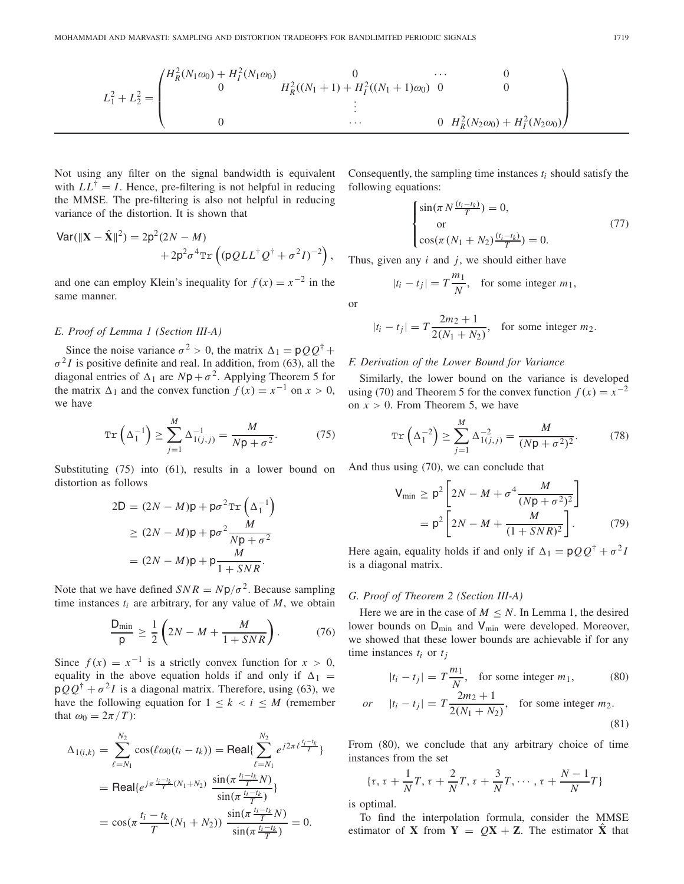$$L_1^2 + L_2^2 = \begin{pmatrix} H_R^2(N_1\omega_0) + H_I^2(N_1\omega_0) & 0 & \cdots & 0 \\ 0 & H_R^2((N_1+1) + H_I^2((N_1+1)\omega_0) & 0 & 0 \\ & & \vdots & \\ 0 & \cdots & 0 & H_R^2(N_2\omega_0) + H_I^2(N_2\omega_0) \end{pmatrix}$$

Not using any filter on the signal bandwidth is equivalent with $LL^\dagger = I$. Hence, pre-filtering is not helpful in reducing the MMSE. The pre-filtering is also not helpful in reducing variance of the distortion. It is shown that

$$\mathsf{Var}(\|\mathbf{X} - \hat{\mathbf{X}}\|^2) = 2\mathsf{p}^2(2N - M) + 2\mathsf{p}^2\sigma^4 \mathrm{Tr}\left((\mathsf{p}QLL^\dagger Q^\dagger + \sigma^2 I)^{-2}\right),$$

and one can employ Klein's inequality for $f(x) = x^{-2}$ in the same manner.

### E. Proof of Lemma 1 (Section III-A)

Since the noise variance $\sigma^2 > 0$, the matrix $\Delta_1 = \mathsf{p}QQ^\dagger + \sigma^2 I$ is positive definite and real. In addition, from (63), all the diagonal entries of $\Delta_1$ are $N\mathsf{p} + \sigma^2$. Applying Theorem 5 for the matrix $\Delta_1$ and the convex function $f(x) = x^{-1}$ on $x > 0$, we have

$$\mathrm{Tr}\left(\Delta_1^{-1}\right) \geq \sum_{j=1}^{M} \Delta_{1(j,j)}^{-1} = \frac{M}{N\mathsf{p} + \sigma^2}. \tag{75}$$

Substituting (75) into (61), results in a lower bound on distortion as follows

$$\begin{aligned} 2\mathsf{D} &= (2N - M)\mathsf{p} + \mathsf{p}\sigma^2 \mathrm{Tr}\left(\Delta_1^{-1}\right) \\ &\geq (2N - M)\mathsf{p} + \mathsf{p}\sigma^2 \frac{M}{N\mathsf{p} + \sigma^2} \\ &= (2N - M)\mathsf{p} + \mathsf{p}\frac{M}{1 + SNR}. \end{aligned}$$

Note that we have defined $SNR = N\mathsf{p}/\sigma^2$. Because sampling time instances $t_i$ are arbitrary, for any value of $M$, we obtain

$$\frac{\mathsf{D}_{\min}}{\mathsf{p}} \geq \frac{1}{2}\left(2N - M + \frac{M}{1 + SNR}\right). \tag{76}$$

Since $f(x) = x^{-1}$ is a strictly convex function for $x > 0$, equality in the above equation holds if and only if $\Delta_1 = \mathsf{p}QQ^\dagger + \sigma^2 I$ is a diagonal matrix. Therefore, using (63), we have the following equation for $1 \leq k < i \leq M$ (remember that $\omega_0 = 2\pi/T$):

$$\begin{aligned} \Delta_{1(i,k)} &= \sum_{\ell=N_1}^{N_2} \cos(\ell\omega_0(t_i - t_k)) = \mathsf{Real}\{\sum_{\ell=N_1}^{N_2} e^{j2\pi\ell\frac{t_i - t_k}{T}}\} \\ &= \mathsf{Real}\{e^{j\pi\frac{t_i - t_k}{T}(N_1+N_2)} \frac{\sin(\pi\frac{t_i - t_k}{T}N)}{\sin(\pi\frac{t_i - t_k}{T})}\} \\ &= \cos(\pi\frac{t_i - t_k}{T}(N_1 + N_2)) \frac{\sin(\pi\frac{t_i - t_k}{T}N)}{\sin(\pi\frac{t_i - t_k}{T})} = 0. \end{aligned}$$

Consequently, the sampling time instances $t_i$ should satisfy the following equations:

$$\begin{cases} \sin(\pi N\frac{(t_i - t_k)}{T}) = 0, \\ \quad \text{or} \\ \cos(\pi(N_1 + N_2)\frac{(t_i - t_k)}{T}) = 0. \end{cases} \tag{77}$$

Thus, given any $i$ and $j$, we should either have

$$|t_i - t_j| = T\frac{m_1}{N}, \quad \text{for some integer } m_1,$$

or

$$|t_i - t_j| = T\frac{2m_2 + 1}{2(N_1 + N_2)}, \quad \text{for some integer } m_2.$$

### F. Derivation of the Lower Bound for Variance

Similarly, the lower bound on the variance is developed using (70) and Theorem 5 for the convex function $f(x) = x^{-2}$ on $x > 0$. From Theorem 5, we have

$$\mathrm{Tr}\left(\Delta_1^{-2}\right) \geq \sum_{j=1}^{M} \Delta_{1(j,j)}^{-2} = \frac{M}{(N\mathsf{p} + \sigma^2)^2}. \tag{78}$$

And thus using (70), we can conclude that

$$\begin{aligned} \mathsf{V}_{\min} &\geq \mathsf{p}^2\left[2N - M + \sigma^4\frac{M}{(N\mathsf{p} + \sigma^2)^2}\right] \\ &= \mathsf{p}^2\left[2N - M + \frac{M}{(1 + SNR)^2}\right]. \end{aligned} \tag{79}$$

Here again, equality holds if and only if $\Delta_1 = \mathsf{p}QQ^\dagger + \sigma^2 I$ is a diagonal matrix.

### G. Proof of Theorem 2 (Section III-A)

Here we are in the case of $M \leq N$. In Lemma 1, the desired lower bounds on $\mathsf{D}_{\min}$ and $\mathsf{V}_{\min}$ were developed. Moreover, we showed that these lower bounds are achievable if for any time instances $t_i$ or $t_j$

$$|t_i - t_j| = T\frac{m_1}{N}, \quad \text{for some integer } m_1, \tag{80}$$

$$or \quad |t_i - t_j| = T\frac{2m_2 + 1}{2(N_1 + N_2)}, \quad \text{for some integer } m_2. \tag{81}$$

From (80), we conclude that any arbitrary choice of time instances from the set

$$\{\tau, \tau + \frac{1}{N}T, \tau + \frac{2}{N}T, \tau + \frac{3}{N}T, \cdots, \tau + \frac{N-1}{N}T\}$$

is optimal.

To find the interpolation formula, consider the MMSE estimator of $\mathbf{X}$ from $\mathbf{Y} = Q\mathbf{X} + \mathbf{Z}$. The estimator $\hat{\mathbf{X}}$ that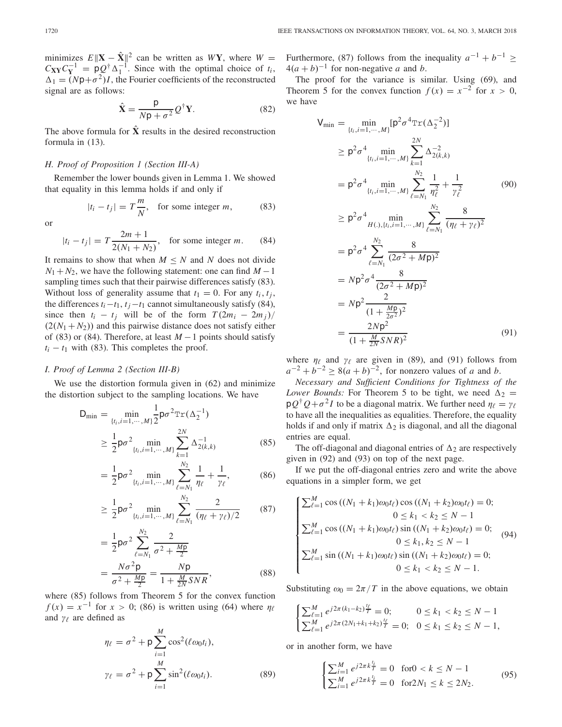minimizes $E\|\mathbf{X}-\hat{\mathbf{X}}\|^2$ can be written as $W\mathbf{Y}$, where $W = C_{\mathbf{XY}}C_{\mathbf{Y}}^{-1} = \mathsf{p}Q^{\dagger}\Delta_1^{-1}$. Since with the optimal choice of $t_i$, $\Delta_1 = (N\mathsf{p}+\sigma^2)I$, the Fourier coefficients of the reconstructed signal are as follows:

$$\hat{\mathbf{X}} = \frac{\mathsf{p}}{N\mathsf{p}+\sigma^2}Q^{\dagger}\mathbf{Y}. \tag{82}$$

The above formula for $\hat{\mathbf{X}}$ results in the desired reconstruction formula in (13).

### H. Proof of Proposition 1 (Section III-A)

Remember the lower bounds given in Lemma 1. We showed that equality in this lemma holds if and only if

$$|t_i - t_j| = T\frac{m}{N}, \quad \text{for some integer } m, \tag{83}$$

or

$$|t_i - t_j| = T\frac{2m+1}{2(N_1+N_2)}, \quad \text{for some integer } m. \tag{84}$$

It remains to show that when $M \leq N$ and $N$ does not divide $N_1+N_2$, we have the following statement: one can find $M-1$ sampling times such that their pairwise differences satisfy (83). Without loss of generality assume that $t_1 = 0$. For any $t_i, t_j$, the differences $t_i - t_1$, $t_j - t_1$ cannot simultaneously satisfy (84), since then $t_i - t_j$ will be of the form $T(2m_i - 2m_j)/(2(N_1+N_2))$ and this pairwise distance does not satisfy either of (83) or (84). Therefore, at least $M-1$ points should satisfy $t_i - t_1$ with (83). This completes the proof.

### I. Proof of Lemma 2 (Section III-B)

We use the distortion formula given in (62) and minimize the distortion subject to the sampling locations. We have

$$\begin{aligned}
\mathsf{D}_{\min} &= \min_{\{t_i, i=1,\cdots,M\}} \frac{1}{2}\mathsf{p}\sigma^2 \mathrm{Tr}(\Delta_2^{-1}) \\
&\geq \frac{1}{2}\mathsf{p}\sigma^2 \min_{\{t_i, i=1,\cdots,M\}} \sum_{k=1}^{2N} \Delta_{2(k,k)}^{-1} \qquad (85)\\
&= \frac{1}{2}\mathsf{p}\sigma^2 \min_{\{t_i, i=1,\cdots,M\}} \sum_{\ell=N_1}^{N_2} \frac{1}{\eta_\ell} + \frac{1}{\gamma_\ell}, \qquad (86)\\
&\geq \frac{1}{2}\mathsf{p}\sigma^2 \min_{\{t_i, i=1,\cdots,M\}} \sum_{\ell=N_1}^{N_2} \frac{2}{(\eta_\ell+\gamma_\ell)/2} \qquad (87)\\
&= \frac{1}{2}\mathsf{p}\sigma^2 \sum_{\ell=N_1}^{N_2} \frac{2}{\sigma^2 + \frac{M\mathsf{p}}{2}} \\
&= \frac{N\sigma^2\mathsf{p}}{\sigma^2 + \frac{M\mathsf{p}}{2}} = \frac{N\mathsf{p}}{1+\frac{M}{2N}SNR}, \qquad (88)
\end{aligned}$$

where (85) follows from Theorem 5 for the convex function $f(x) = x^{-1}$ for $x > 0$; (86) is written using (64) where $\eta_\ell$ and $\gamma_\ell$ are defined as

$$\begin{aligned}
\eta_\ell &= \sigma^2 + \mathsf{p}\sum_{i=1}^{M}\cos^2(\ell\omega_0 t_i), \\
\gamma_\ell &= \sigma^2 + \mathsf{p}\sum_{i=1}^{M}\sin^2(\ell\omega_0 t_i). \qquad (89)
\end{aligned}$$

Furthermore, (87) follows from the inequality $a^{-1}+b^{-1} \geq 4(a+b)^{-1}$ for non-negative $a$ and $b$.

The proof for the variance is similar. Using (69), and Theorem 5 for the convex function $f(x) = x^{-2}$ for $x > 0$, we have

$$\begin{aligned}
\mathsf{V}_{\min} &= \min_{\{t_i, i=1,\cdots,M\}} [\mathsf{p}^2\sigma^4 \mathrm{Tr}(\Delta_2^{-2})] \\
&\geq \mathsf{p}^2\sigma^4 \min_{\{t_i, i=1,\cdots,M\}} \sum_{k=1}^{2N} \Delta_{2(k,k)}^{-2} \\
&= \mathsf{p}^2\sigma^4 \min_{\{t_i, i=1,\cdots,M\}} \sum_{\ell=N_1}^{N_2} \frac{1}{\eta_\ell^2} + \frac{1}{\gamma_\ell^2} \qquad (90)\\
&\geq \mathsf{p}^2\sigma^4 \min_{H(.),\{t_i, i=1,\cdots,M\}} \sum_{\ell=N_1}^{N_2} \frac{8}{(\eta_\ell+\gamma_\ell)^2} \\
&= \mathsf{p}^2\sigma^4 \sum_{\ell=N_1}^{N_2} \frac{8}{(2\sigma^2+M\mathsf{p})^2} \\
&= N\mathsf{p}^2\sigma^4 \frac{8}{(2\sigma^2+M\mathsf{p})^2} \\
&= N\mathsf{p}^2 \frac{2}{(1+\frac{M\mathsf{p}}{2\sigma^2})^2} \\
&= \frac{2N\mathsf{p}^2}{(1+\frac{M}{2N}SNR)^2} \qquad (91)
\end{aligned}$$

where $\eta_\ell$ and $\gamma_\ell$ are given in (89), and (91) follows from $a^{-2}+b^{-2} \geq 8(a+b)^{-2}$, for nonzero values of $a$ and $b$.

*Necessary and Sufficient Conditions for Tightness of the Lower Bounds:* For Theorem 5 to be tight, we need $\Delta_2 = \mathsf{p}Q^{\dagger}Q + \sigma^2 I$ to be a diagonal matrix. We further need $\eta_\ell = \gamma_\ell$ to have all the inequalities as equalities. Therefore, the equality holds if and only if matrix $\Delta_2$ is diagonal, and all the diagonal entries are equal.

The off-diagonal and diagonal entries of $\Delta_2$ are respectively given in (92) and (93) on top of the next page.

If we put the off-diagonal entries zero and write the above equations in a simpler form, we get

$$\begin{cases}
\sum_{\ell=1}^{M}\cos((N_1+k_1)\omega_0 t_\ell)\cos((N_1+k_2)\omega_0 t_\ell) = 0; \\
\qquad\qquad 0 \leq k_1 < k_2 \leq N-1 \\
\sum_{\ell=1}^{M}\cos((N_1+k_1)\omega_0 t_\ell)\sin((N_1+k_2)\omega_0 t_\ell) = 0; \\
\qquad\qquad 0 \leq k_1, k_2 \leq N-1 \\
\sum_{\ell=1}^{M}\sin((N_1+k_1)\omega_0 t_\ell)\sin((N_1+k_2)\omega_0 t_\ell) = 0; \\
\qquad\qquad 0 \leq k_1 < k_2 \leq N-1.
\end{cases} \tag{94}$$

Substituting $\omega_0 = 2\pi/T$ in the above equations, we obtain

$$\begin{cases}
\sum_{\ell=1}^{M} e^{j2\pi(k_1-k_2)\frac{t_\ell}{T}} = 0; & 0 \leq k_1 < k_2 \leq N-1 \\
\sum_{\ell=1}^{M} e^{j2\pi(2N_1+k_1+k_2)\frac{t_\ell}{T}} = 0; & 0 \leq k_1 \leq k_2 \leq N-1,
\end{cases}$$

or in another form, we have

$$\begin{cases}
\sum_{i=1}^{M} e^{j2\pi k\frac{t_i}{T}} = 0 & \text{for} 0 < k \leq N-1 \\
\sum_{i=1}^{M} e^{j2\pi k\frac{t_i}{T}} = 0 & \text{for} 2N_1 \leq k \leq 2N_2.
\end{cases} \tag{95}$$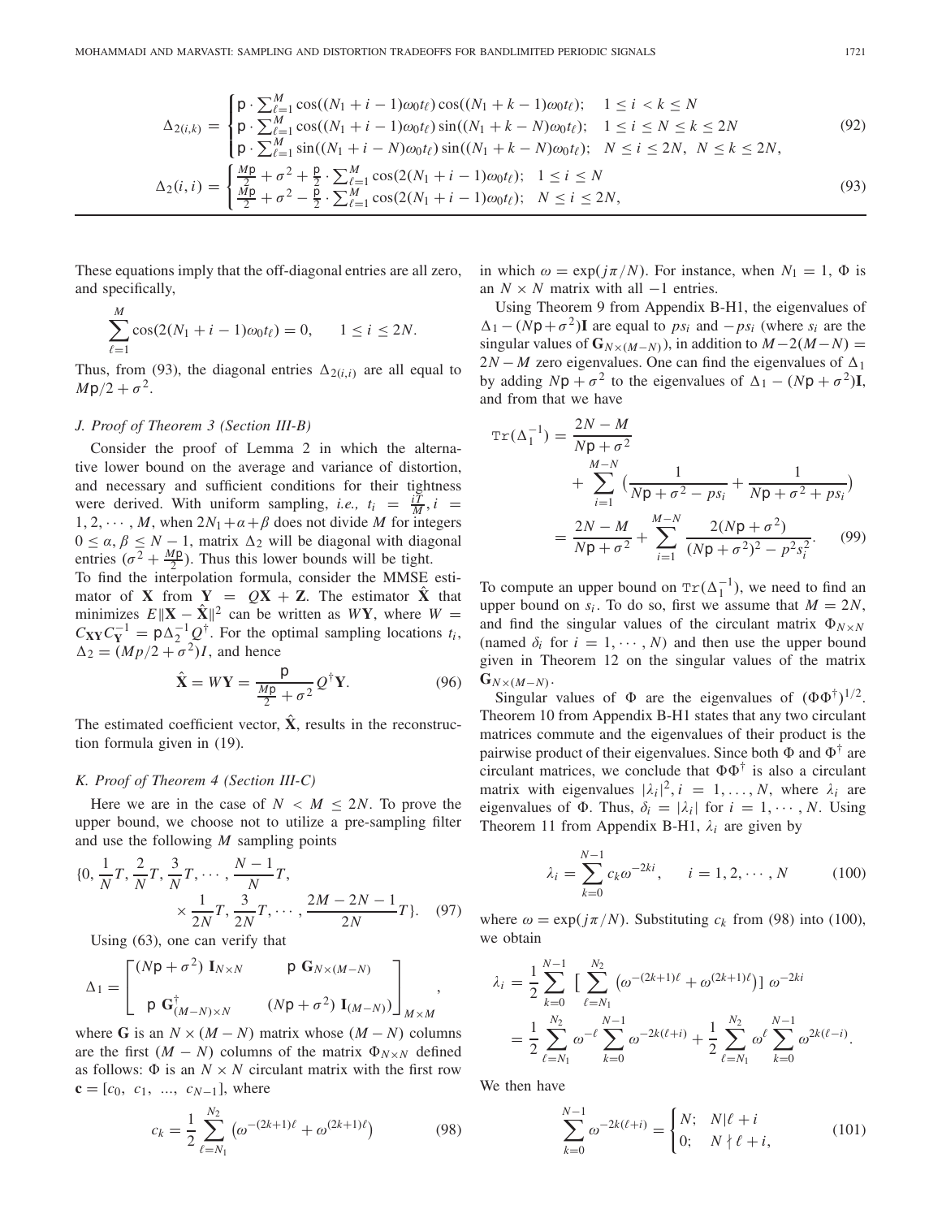$$\Delta_{2(i,k)} = \begin{cases} \mathsf{p} \cdot \sum_{\ell=1}^{M} \cos((N_1+i-1)\omega_0 t_\ell)\cos((N_1+k-1)\omega_0 t_\ell); & 1 \le i < k \le N \\ \mathsf{p} \cdot \sum_{\ell=1}^{M} \cos((N_1+i-1)\omega_0 t_\ell)\sin((N_1+k-N)\omega_0 t_\ell); & 1 \le i \le N \le k \le 2N \\ \mathsf{p} \cdot \sum_{\ell=1}^{M} \sin((N_1+i-N)\omega_0 t_\ell)\sin((N_1+k-N)\omega_0 t_\ell); & N \le i \le 2N,\ N \le k \le 2N, \end{cases} \tag{92}$$

$$\Delta_2(i,i) = \begin{cases} \frac{M\mathsf{p}}{2} + \sigma^2 + \frac{\mathsf{p}}{2} \cdot \sum_{\ell=1}^{M} \cos(2(N_1+i-1)\omega_0 t_\ell); & 1 \le i \le N \\ \frac{M\mathsf{p}}{2} + \sigma^2 - \frac{\mathsf{p}}{2} \cdot \sum_{\ell=1}^{M} \cos(2(N_1+i-1)\omega_0 t_\ell); & N \le i \le 2N, \end{cases} \tag{93}$$

These equations imply that the off-diagonal entries are all zero, and specifically,

$$\sum_{\ell=1}^{M} \cos(2(N_1+i-1)\omega_0 t_\ell) = 0, \qquad 1 \le i \le 2N.$$

Thus, from (93), the diagonal entries $\Delta_{2(i,i)}$ are all equal to $M\mathsf{p}/2 + \sigma^2$.

### J. Proof of Theorem 3 (Section III-B)

Consider the proof of Lemma 2 in which the alternative lower bound on the average and variance of distortion, and necessary and sufficient conditions for their tightness were derived. With uniform sampling, *i.e.,* $t_i = \frac{iT}{M}, i = 1, 2, \cdots, M$, when $2N_1+\alpha+\beta$ does not divide $M$ for integers $0 \le \alpha, \beta \le N-1$, matrix $\Delta_2$ will be diagonal with diagonal entries $(\sigma^2 + \frac{M\mathsf{p}}{2})$. Thus this lower bounds will be tight.

To find the interpolation formula, consider the MMSE estimator of $\mathbf{X}$ from $\mathbf{Y} = Q\mathbf{X} + \mathbf{Z}$. The estimator $\hat{\mathbf{X}}$ that minimizes $E\|\mathbf{X} - \hat{\mathbf{X}}\|^2$ can be written as $W\mathbf{Y}$, where $W = C_{\mathbf{XY}}C_{\mathbf{Y}}^{-1} = \mathsf{p}\Delta_2^{-1}Q^\dagger$. For the optimal sampling locations $t_i$, $\Delta_2 = (Mp/2 + \sigma^2)I$, and hence

$$\hat{\mathbf{X}} = W\mathbf{Y} = \frac{\mathsf{p}}{\frac{M\mathsf{p}}{2} + \sigma^2} Q^\dagger \mathbf{Y}. \tag{96}$$

The estimated coefficient vector, $\hat{\mathbf{X}}$, results in the reconstruction formula given in (19).

### K. Proof of Theorem 4 (Section III-C)

Here we are in the case of $N < M \le 2N$. To prove the upper bound, we choose not to utilize a pre-sampling filter and use the following $M$ sampling points

$$\{0, \frac{1}{N}T, \frac{2}{N}T, \frac{3}{N}T, \cdots, \frac{N-1}{N}T, \\ \times \frac{1}{2N}T, \frac{3}{2N}T, \cdots, \frac{2M-2N-1}{2N}T\}. \tag{97}$$

Using (63), one can verify that

$$\Delta_1 = \begin{bmatrix} (N\mathsf{p}+\sigma^2)\ \mathbf{I}_{N\times N} & \mathsf{p}\ \mathbf{G}_{N\times(M-N)} \\ \mathsf{p}\ \mathbf{G}^\dagger_{(M-N)\times N} & (N\mathsf{p}+\sigma^2)\ \mathbf{I}_{(M-N)} \end{bmatrix}_{M\times M},$$

where $\mathbf{G}$ is an $N \times (M-N)$ matrix whose $(M-N)$ columns are the first $(M-N)$ columns of the matrix $\Phi_{N\times N}$ defined as follows: $\Phi$ is an $N \times N$ circulant matrix with the first row $\mathbf{c} = [c_0,\ c_1,\ \ldots,\ c_{N-1}]$, where

$$c_k = \frac{1}{2}\sum_{\ell=N_1}^{N_2} \left(\omega^{-(2k+1)\ell} + \omega^{(2k+1)\ell}\right) \tag{98}$$

in which $\omega = \exp(j\pi/N)$. For instance, when $N_1 = 1$, $\Phi$ is an $N \times N$ matrix with all $-1$ entries.

Using Theorem 9 from Appendix B-H1, the eigenvalues of $\Delta_1 - (N\mathsf{p}+\sigma^2)\mathbf{I}$ are equal to $ps_i$ and $-ps_i$ (where $s_i$ are the singular values of $\mathbf{G}_{N\times(M-N)}$), in addition to $M-2(M-N) = 2N-M$ zero eigenvalues. One can find the eigenvalues of $\Delta_1$ by adding $N\mathsf{p}+\sigma^2$ to the eigenvalues of $\Delta_1 - (N\mathsf{p}+\sigma^2)\mathbf{I}$, and from that we have

$$\begin{aligned} \mathtt{Tr}(\Delta_1^{-1}) &= \frac{2N-M}{N\mathsf{p}+\sigma^2} + \sum_{i=1}^{M-N}\left(\frac{1}{N\mathsf{p}+\sigma^2-ps_i} + \frac{1}{N\mathsf{p}+\sigma^2+ps_i}\right) \\ &= \frac{2N-M}{N\mathsf{p}+\sigma^2} + \sum_{i=1}^{M-N} \frac{2(N\mathsf{p}+\sigma^2)}{(N\mathsf{p}+\sigma^2)^2 - p^2 s_i^2}. \end{aligned} \tag{99}$$

To compute an upper bound on $\mathtt{Tr}(\Delta_1^{-1})$, we need to find an upper bound on $s_i$. To do so, first we assume that $M = 2N$, and find the singular values of the circulant matrix $\Phi_{N\times N}$ (named $\delta_i$ for $i = 1, \cdots, N$) and then use the upper bound given in Theorem 12 on the singular values of the matrix $\mathbf{G}_{N\times(M-N)}$.

Singular values of $\Phi$ are the eigenvalues of $(\Phi\Phi^\dagger)^{1/2}$. Theorem 10 from Appendix B-H1 states that any two circulant matrices commute and the eigenvalues of their product is the pairwise product of their eigenvalues. Since both $\Phi$ and $\Phi^\dagger$ are circulant matrices, we conclude that $\Phi\Phi^\dagger$ is also a circulant matrix with eigenvalues $|\lambda_i|^2, i = 1, \ldots, N$, where $\lambda_i$ are eigenvalues of $\Phi$. Thus, $\delta_i = |\lambda_i|$ for $i = 1, \cdots, N$. Using Theorem 11 from Appendix B-H1, $\lambda_i$ are given by

$$\lambda_i = \sum_{k=0}^{N-1} c_k \omega^{-2ki}, \qquad i = 1, 2, \cdots, N \tag{100}$$

where $\omega = \exp(j\pi/N)$. Substituting $c_k$ from (98) into (100), we obtain

$$\begin{aligned} \lambda_i &= \frac{1}{2}\sum_{k=0}^{N-1}\Big[\sum_{\ell=N_1}^{N_2}\left(\omega^{-(2k+1)\ell} + \omega^{(2k+1)\ell}\right)\Big]\omega^{-2ki} \\ &= \frac{1}{2}\sum_{\ell=N_1}^{N_2}\omega^{-\ell}\sum_{k=0}^{N-1}\omega^{-2k(\ell+i)} + \frac{1}{2}\sum_{\ell=N_1}^{N_2}\omega^{\ell}\sum_{k=0}^{N-1}\omega^{2k(\ell-i)}. \end{aligned}$$

We then have

$$\sum_{k=0}^{N-1}\omega^{-2k(\ell+i)} = \begin{cases} N; & N|\ell+i \\ 0; & N \nmid \ell+i, \end{cases} \tag{101}$$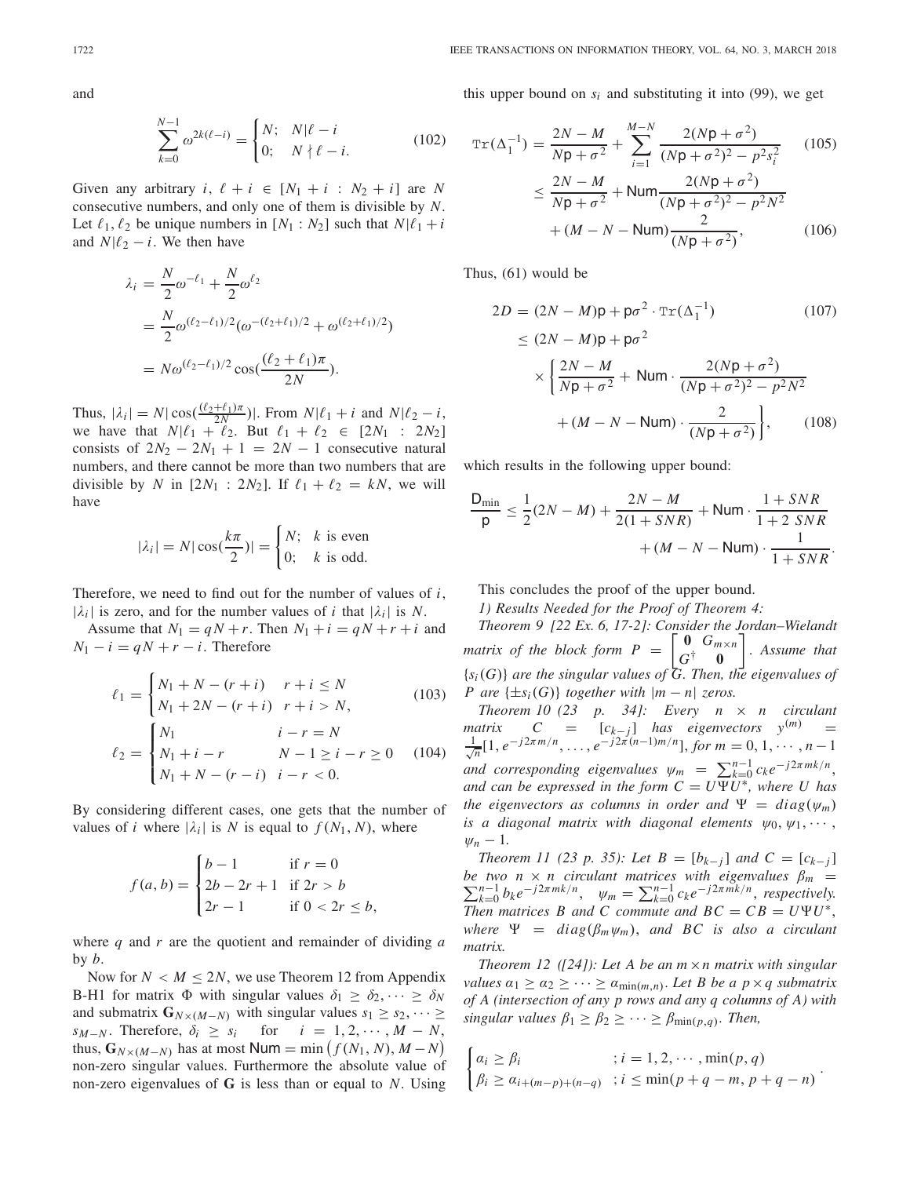and

$$\sum_{k=0}^{N-1} \omega^{2k(\ell-i)} = \begin{cases} N; & N|\ell - i \\ 0; & N \nmid \ell - i. \end{cases} \tag{102}$$

Given any arbitrary $i$, $\ell + i \in [N_1 + i : N_2 + i]$ are $N$ consecutive numbers, and only one of them is divisible by $N$. Let $\ell_1, \ell_2$ be unique numbers in $[N_1 : N_2]$ such that $N|\ell_1 + i$ and $N|\ell_2 - i$. We then have

$$\begin{aligned}
\lambda_i &= \frac{N}{2}\omega^{-\ell_1} + \frac{N}{2}\omega^{\ell_2} \\
&= \frac{N}{2}\omega^{(\ell_2-\ell_1)/2}(\omega^{-(\ell_2+\ell_1)/2} + \omega^{(\ell_2+\ell_1)/2}) \\
&= N\omega^{(\ell_2-\ell_1)/2}\cos(\frac{(\ell_2+\ell_1)\pi}{2N}).
\end{aligned}$$

Thus, $|\lambda_i| = N|\cos(\frac{(\ell_2+\ell_1)\pi}{2N})|$. From $N|\ell_1 + i$ and $N|\ell_2 - i$, we have that $N|\ell_1 + \ell_2$. But $\ell_1 + \ell_2 \in [2N_1 : 2N_2]$ consists of $2N_2 - 2N_1 + 1 = 2N - 1$ consecutive natural numbers, and there cannot be more than two numbers that are divisible by $N$ in $[2N_1 : 2N_2]$. If $\ell_1 + \ell_2 = kN$, we will have

$$|\lambda_i| = N|\cos(\frac{k\pi}{2})| = \begin{cases} N; & k \text{ is even} \\ 0; & k \text{ is odd.} \end{cases}$$

Therefore, we need to find out for the number of values of $i$, $|\lambda_i|$ is zero, and for the number values of $i$ that $|\lambda_i|$ is $N$.

Assume that $N_1 = qN + r$. Then $N_1 + i = qN + r + i$ and $N_1 - i = qN + r - i$. Therefore

$$\ell_1 = \begin{cases} N_1 + N - (r+i) & r + i \le N \\ N_1 + 2N - (r+i) & r + i > N, \end{cases} \tag{103}$$

$$\ell_2 = \begin{cases} N_1 & i - r = N \\ N_1 + i - r & N - 1 \ge i - r \ge 0 \\ N_1 + N - (r-i) & i - r < 0. \end{cases} \tag{104}$$

By considering different cases, one gets that the number of values of $i$ where $|\lambda_i|$ is $N$ is equal to $f(N_1, N)$, where

$$f(a,b) = \begin{cases} b - 1 & \text{if } r = 0 \\ 2b - 2r + 1 & \text{if } 2r > b \\ 2r - 1 & \text{if } 0 < 2r \le b, \end{cases}$$

where $q$ and $r$ are the quotient and remainder of dividing $a$ by $b$.

Now for $N < M \le 2N$, we use Theorem 12 from Appendix B-H1 for matrix $\Phi$ with singular values $\delta_1 \ge \delta_2, \cdots \ge \delta_N$ and submatrix $\mathbf{G}_{N\times(M-N)}$ with singular values $s_1 \ge s_2, \cdots \ge s_{M-N}$. Therefore, $\delta_i \ge s_i$ for $i = 1, 2, \cdots, M - N$, thus, $\mathbf{G}_{N\times(M-N)}$ has at most $\mathsf{Num} = \min\big(f(N_1, N), M - N\big)$ non-zero singular values. Furthermore the absolute value of non-zero eigenvalues of $\mathbf{G}$ is less than or equal to $N$. Using this upper bound on $s_i$ and substituting it into (99), we get

$$\begin{aligned}
\mathrm{Tr}(\Delta_1^{-1}) &= \frac{2N - M}{N\mathsf{p} + \sigma^2} + \sum_{i=1}^{M-N} \frac{2(N\mathsf{p} + \sigma^2)}{(N\mathsf{p} + \sigma^2)^2 - p^2 s_i^2} \qquad (105) \\
&\le \frac{2N - M}{N\mathsf{p} + \sigma^2} + \mathsf{Num}\frac{2(N\mathsf{p} + \sigma^2)}{(N\mathsf{p} + \sigma^2)^2 - p^2 N^2} \\
&\quad + (M - N - \mathsf{Num})\frac{2}{(N\mathsf{p} + \sigma^2)}, \qquad (106)
\end{aligned}$$

Thus, (61) would be

$$\begin{aligned}
2D &= (2N - M)\mathsf{p} + \mathsf{p}\sigma^2 \cdot \mathrm{Tr}(\Delta_1^{-1}) \qquad (107) \\
&\le (2N - M)\mathsf{p} + \mathsf{p}\sigma^2 \\
&\quad \times \left\{ \frac{2N - M}{N\mathsf{p} + \sigma^2} + \mathsf{Num} \cdot \frac{2(N\mathsf{p} + \sigma^2)}{(N\mathsf{p} + \sigma^2)^2 - p^2 N^2} \right. \\
&\quad \left. + (M - N - \mathsf{Num}) \cdot \frac{2}{(N\mathsf{p} + \sigma^2)} \right\}, \qquad (108)
\end{aligned}$$

which results in the following upper bound:

$$\begin{aligned}
\frac{\mathsf{D}_{\min}}{\mathsf{p}} \le \frac{1}{2}(2N - M) + \frac{2N - M}{2(1 + SNR)} + \mathsf{Num} \cdot \frac{1 + SNR}{1 + 2\ SNR} \\
+ (M - N - \mathsf{Num}) \cdot \frac{1}{1 + SNR}.
\end{aligned}$$

This concludes the proof of the upper bound.

*1) Results Needed for the Proof of Theorem 4:*

*Theorem 9 [22 Ex. 6, 17-2]: Consider the Jordan–Wielandt matrix of the block form* $P = \begin{bmatrix} \mathbf{0} & G_{m\times n} \\ G^\dagger & \mathbf{0} \end{bmatrix}$. *Assume that* $\{s_i(G)\}$ *are the singular values of* $G$. *Then, the eigenvalues of* $P$ *are* $\{\pm s_i(G)\}$ *together with* $|m - n|$ *zeros.*

*Theorem 10 (23 p. 34]: Every* $n \times n$ *circulant matrix* $C = [c_{k-j}]$ *has eigenvectors* $y^{(m)} = \frac{1}{\sqrt{n}}[1, e^{-j2\pi m/n}, \ldots, e^{-j2\pi(n-1)m/n}]$, *for* $m = 0, 1, \cdots, n-1$ *and corresponding eigenvalues* $\psi_m = \sum_{k=0}^{n-1} c_k e^{-j2\pi mk/n}$, *and can be expressed in the form* $C = U\Psi U^*$, *where* $U$ *has the eigenvectors as columns in order and* $\Psi = diag(\psi_m)$ *is a diagonal matrix with diagonal elements* $\psi_0, \psi_1, \cdots, \psi_n - 1$.

*Theorem 11 (23 p. 35): Let* $B = [b_{k-j}]$ *and* $C = [c_{k-j}]$ *be two* $n \times n$ *circulant matrices with eigenvalues* $\beta_m = \sum_{k=0}^{n-1} b_k e^{-j2\pi mk/n}$, $\psi_m = \sum_{k=0}^{n-1} c_k e^{-j2\pi mk/n}$, *respectively. Then matrices* $B$ *and* $C$ *commute and* $BC = CB = U\Psi U^*$, *where* $\Psi = diag(\beta_m \psi_m)$, *and* $BC$ *is also a circulant matrix.*

*Theorem 12 ([24]): Let* $A$ *be an* $m \times n$ *matrix with singular values* $\alpha_1 \ge \alpha_2 \ge \cdots \ge \alpha_{\min(m,n)}$. *Let* $B$ *be a* $p \times q$ *submatrix of* $A$ *(intersection of any* $p$ *rows and any* $q$ *columns of* $A$*) with singular values* $\beta_1 \ge \beta_2 \ge \cdots \ge \beta_{\min(p,q)}$. *Then,*

$$\begin{cases} \alpha_i \ge \beta_i & ; i = 1, 2, \cdots, \min(p, q) \\ \beta_i \ge \alpha_{i+(m-p)+(n-q)} & ; i \le \min(p + q - m, p + q - n) \end{cases}.$$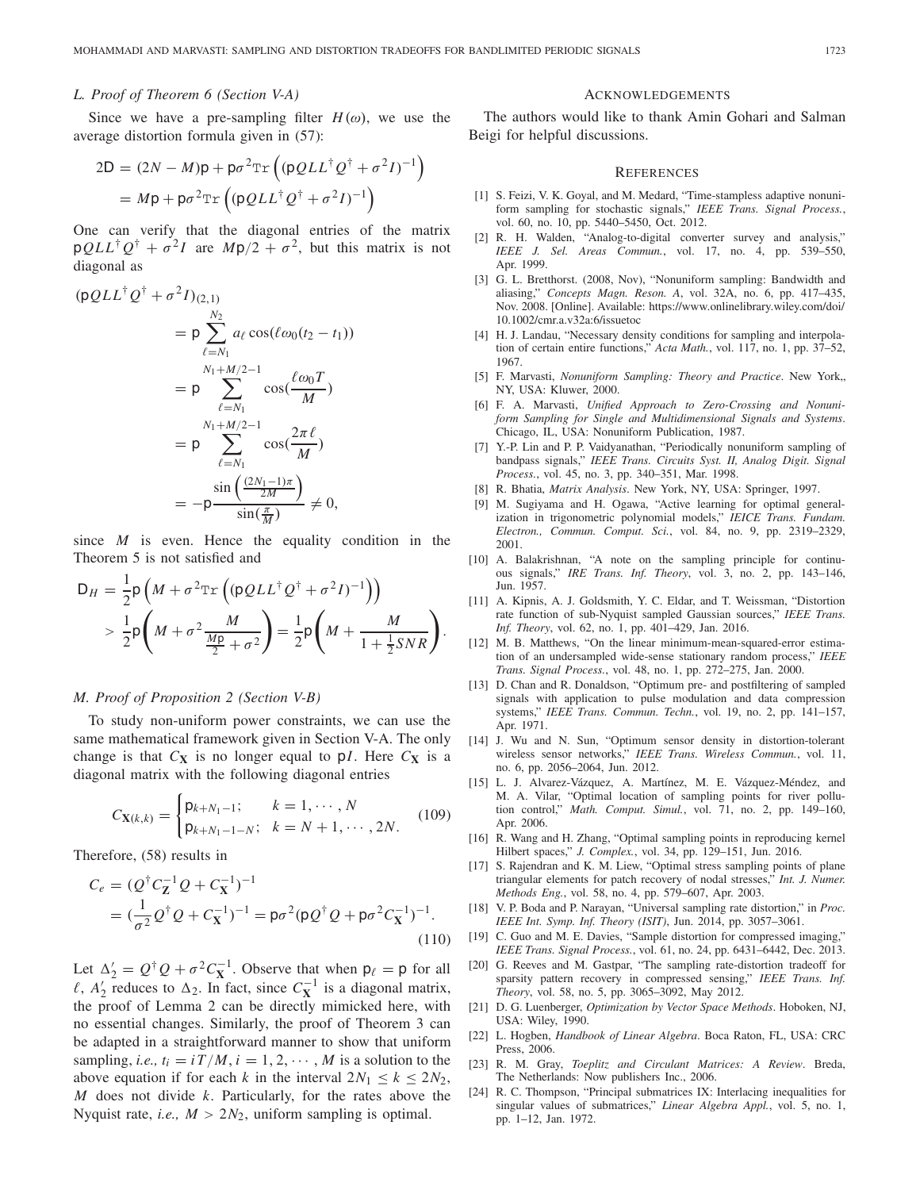### L. Proof of Theorem 6 (Section V-A)

Since we have a pre-sampling filter $H(\omega)$, we use the average distortion formula given in (57):

$$
\begin{aligned}
2\mathsf{D} &= (2N - M)\mathsf{p} + \mathsf{p}\sigma^2 \mathrm{Tr}\left((\mathsf{p}QLL^\dagger Q^\dagger + \sigma^2 I)^{-1}\right) \\
&= M\mathsf{p} + \mathsf{p}\sigma^2 \mathrm{Tr}\left((\mathsf{p}QLL^\dagger Q^\dagger + \sigma^2 I)^{-1}\right)
\end{aligned}
$$

One can verify that the diagonal entries of the matrix $\mathsf{p}QLL^\dagger Q^\dagger + \sigma^2 I$ are $M\mathsf{p}/2 + \sigma^2$, but this matrix is not diagonal as

$$
\begin{aligned}
(\mathsf{p}QLL^\dagger Q^\dagger + \sigma^2 I)_{(2,1)} &= \mathsf{p}\sum_{\ell=N_1}^{N_2} a_\ell \cos(\ell\omega_0(t_2 - t_1)) \\
&= \mathsf{p}\sum_{\ell=N_1}^{N_1+M/2-1} \cos\left(\frac{\ell\omega_0 T}{M}\right) \\
&= \mathsf{p}\sum_{\ell=N_1}^{N_1+M/2-1} \cos\left(\frac{2\pi\ell}{M}\right) \\
&= -\mathsf{p}\frac{\sin\left(\frac{(2N_1-1)\pi}{2M}\right)}{\sin\left(\frac{\pi}{M}\right)} \neq 0,
\end{aligned}
$$

since $M$ is even. Hence the equality condition in the Theorem 5 is not satisfied and

$$
\begin{aligned}
\mathsf{D}_H &= \frac{1}{2}\mathsf{p}\left(M + \sigma^2 \mathrm{Tr}\left((\mathsf{p}QLL^\dagger Q^\dagger + \sigma^2 I)^{-1}\right)\right) \\
&> \frac{1}{2}\mathsf{p}\left(M + \sigma^2 \frac{M}{\frac{M\mathsf{p}}{2} + \sigma^2}\right) = \frac{1}{2}\mathsf{p}\left(M + \frac{M}{1 + \frac{1}{2}SNR}\right).
\end{aligned}
$$

### M. Proof of Proposition 2 (Section V-B)

To study non-uniform power constraints, we can use the same mathematical framework given in Section V-A. The only change is that $C_{\mathbf{X}}$ is no longer equal to $\mathsf{p}I$. Here $C_{\mathbf{X}}$ is a diagonal matrix with the following diagonal entries

$$
C_{\mathbf{X}(k,k)} = \begin{cases} \mathsf{p}_{k+N_1-1}; & k = 1, \cdots, N \\ \mathsf{p}_{k+N_1-1-N}; & k = N+1, \cdots, 2N. \end{cases} \tag{109}
$$

Therefore, (58) results in

$$
\begin{aligned}
C_e &= (Q^\dagger C_{\mathbf{Z}}^{-1} Q + C_{\mathbf{X}}^{-1})^{-1} \\
&= \left(\frac{1}{\sigma^2} Q^\dagger Q + C_{\mathbf{X}}^{-1}\right)^{-1} = \mathsf{p}\sigma^2(\mathsf{p}Q^\dagger Q + \mathsf{p}\sigma^2 C_{\mathbf{X}}^{-1})^{-1}.
\end{aligned} \tag{110}
$$

Let $\Delta_2' = Q^\dagger Q + \sigma^2 C_{\mathbf{X}}^{-1}$. Observe that when $\mathsf{p}_\ell = \mathsf{p}$ for all $\ell$, $A_2'$ reduces to $\Delta_2$. In fact, since $C_{\mathbf{X}}^{-1}$ is a diagonal matrix, the proof of Lemma 2 can be directly mimicked here, with no essential changes. Similarly, the proof of Theorem 3 can be adapted in a straightforward manner to show that uniform sampling, *i.e.,* $t_i = iT/M, i = 1, 2, \cdots, M$ is a solution to the above equation if for each $k$ in the interval $2N_1 \leq k \leq 2N_2$, $M$ does not divide $k$. Particularly, for the rates above the Nyquist rate, *i.e.,* $M > 2N_2$, uniform sampling is optimal.

## Acknowledgements

The authors would like to thank Amin Gohari and Salman Beigi for helpful discussions.

## References

[1] S. Feizi, V. K. Goyal, and M. Medard, "Time-stampless adaptive nonuniform sampling for stochastic signals," *IEEE Trans. Signal Process.*, vol. 60, no. 10, pp. 5440–5450, Oct. 2012.

[2] R. H. Walden, "Analog-to-digital converter survey and analysis," *IEEE J. Sel. Areas Commun.*, vol. 17, no. 4, pp. 539–550, Apr. 1999.

[3] G. L. Bretthorst. (2008, Nov), "Nonuniform sampling: Bandwidth and aliasing," *Concepts Magn. Reson. A*, vol. 32A, no. 6, pp. 417–435, Nov. 2008. [Online]. Available: https://www.onlinelibrary.wiley.com/doi/10.1002/cmr.a.v32a:6/issuetoc

[4] H. J. Landau, "Necessary density conditions for sampling and interpolation of certain entire functions," *Acta Math.*, vol. 117, no. 1, pp. 37–52, 1967.

[5] F. Marvasti, *Nonuniform Sampling: Theory and Practice*. New York,, NY, USA: Kluwer, 2000.

[6] F. A. Marvasti, *Unified Approach to Zero-Crossing and Nonuniform Sampling for Single and Multidimensional Signals and Systems*. Chicago, IL, USA: Nonuniform Publication, 1987.

[7] Y.-P. Lin and P. P. Vaidyanathan, "Periodically nonuniform sampling of bandpass signals," *IEEE Trans. Circuits Syst. II, Analog Digit. Signal Process.*, vol. 45, no. 3, pp. 340–351, Mar. 1998.

[8] R. Bhatia, *Matrix Analysis*. New York, NY, USA: Springer, 1997.

[9] M. Sugiyama and H. Ogawa, "Active learning for optimal generalization in trigonometric polynomial models," *IEICE Trans. Fundam. Electron., Commun. Comput. Sci.*, vol. 84, no. 9, pp. 2319–2329, 2001.

[10] A. Balakrishnan, "A note on the sampling principle for continuous signals," *IRE Trans. Inf. Theory*, vol. 3, no. 2, pp. 143–146, Jun. 1957.

[11] A. Kipnis, A. J. Goldsmith, Y. C. Eldar, and T. Weissman, "Distortion rate function of sub-Nyquist sampled Gaussian sources," *IEEE Trans. Inf. Theory*, vol. 62, no. 1, pp. 401–429, Jan. 2016.

[12] M. B. Matthews, "On the linear minimum-mean-squared-error estimation of an undersampled wide-sense stationary random process," *IEEE Trans. Signal Process.*, vol. 48, no. 1, pp. 272–275, Jan. 2000.

[13] D. Chan and R. Donaldson, "Optimum pre- and postfiltering of sampled signals with application to pulse modulation and data compression systems," *IEEE Trans. Commun. Techn.*, vol. 19, no. 2, pp. 141–157, Apr. 1971.

[14] J. Wu and N. Sun, "Optimum sensor density in distortion-tolerant wireless sensor networks," *IEEE Trans. Wireless Commun.*, vol. 11, no. 6, pp. 2056–2064, Jun. 2012.

[15] L. J. Alvarez-Vázquez, A. Martínez, M. E. Vázquez-Méndez, and M. A. Vilar, "Optimal location of sampling points for river pollution control," *Math. Comput. Simul.*, vol. 71, no. 2, pp. 149–160, Apr. 2006.

[16] R. Wang and H. Zhang, "Optimal sampling points in reproducing kernel Hilbert spaces," *J. Complex.*, vol. 34, pp. 129–151, Jun. 2016.

[17] S. Rajendran and K. M. Liew, "Optimal stress sampling points of plane triangular elements for patch recovery of nodal stresses," *Int. J. Numer. Methods Eng.*, vol. 58, no. 4, pp. 579–607, Apr. 2003.

[18] V. P. Boda and P. Narayan, "Universal sampling rate distortion," in *Proc. IEEE Int. Symp. Inf. Theory (ISIT)*, Jun. 2014, pp. 3057–3061.

[19] C. Guo and M. E. Davies, "Sample distortion for compressed imaging," *IEEE Trans. Signal Process.*, vol. 61, no. 24, pp. 6431–6442, Dec. 2013.

[20] G. Reeves and M. Gastpar, "The sampling rate-distortion tradeoff for sparsity pattern recovery in compressed sensing," *IEEE Trans. Inf. Theory*, vol. 58, no. 5, pp. 3065–3092, May 2012.

[21] D. G. Luenberger, *Optimization by Vector Space Methods*. Hoboken, NJ, USA: Wiley, 1990.

[22] L. Hogben, *Handbook of Linear Algebra*. Boca Raton, FL, USA: CRC Press, 2006.

[23] R. M. Gray, *Toeplitz and Circulant Matrices: A Review*. Breda, The Netherlands: Now publishers Inc., 2006.

[24] R. C. Thompson, "Principal submatrices IX: Interlacing inequalities for singular values of submatrices," *Linear Algebra Appl.*, vol. 5, no. 1, pp. 1–12, Jan. 1972.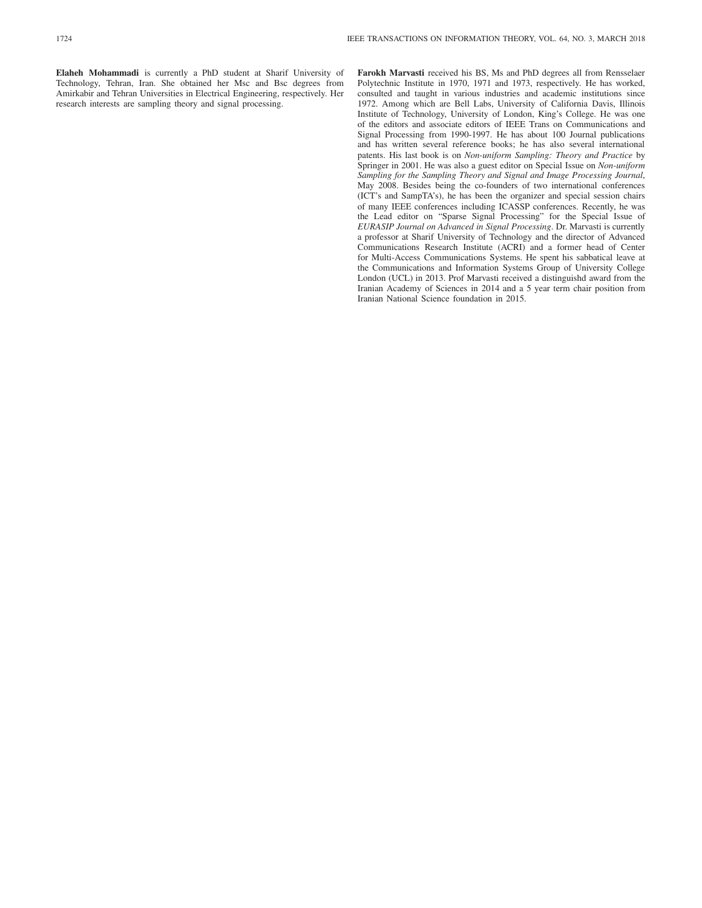**Elaheh Mohammadi** is currently a PhD student at Sharif University of Technology, Tehran, Iran. She obtained her Msc and Bsc degrees from Amirkabir and Tehran Universities in Electrical Engineering, respectively. Her research interests are sampling theory and signal processing.

**Farokh Marvasti** received his BS, Ms and PhD degrees all from Rensselaer Polytechnic Institute in 1970, 1971 and 1973, respectively. He has worked, consulted and taught in various industries and academic institutions since 1972. Among which are Bell Labs, University of California Davis, Illinois Institute of Technology, University of London, King's College. He was one of the editors and associate editors of IEEE Trans on Communications and Signal Processing from 1990-1997. He has about 100 Journal publications and has written several reference books; he has also several international patents. His last book is on *Non-uniform Sampling: Theory and Practice* by Springer in 2001. He was also a guest editor on Special Issue on *Non-uniform Sampling for the Sampling Theory and Signal and Image Processing Journal*, May 2008. Besides being the co-founders of two international conferences (ICT's and SampTA's), he has been the organizer and special session chairs of many IEEE conferences including ICASSP conferences. Recently, he was the Lead editor on "Sparse Signal Processing" for the Special Issue of *EURASIP Journal on Advanced in Signal Processing*. Dr. Marvasti is currently a professor at Sharif University of Technology and the director of Advanced Communications Research Institute (ACRI) and a former head of Center for Multi-Access Communications Systems. He spent his sabbatical leave at the Communications and Information Systems Group of University College London (UCL) in 2013. Prof Marvasti received a distinguishd award from the Iranian Academy of Sciences in 2014 and a 5 year term chair position from Iranian National Science foundation in 2015.